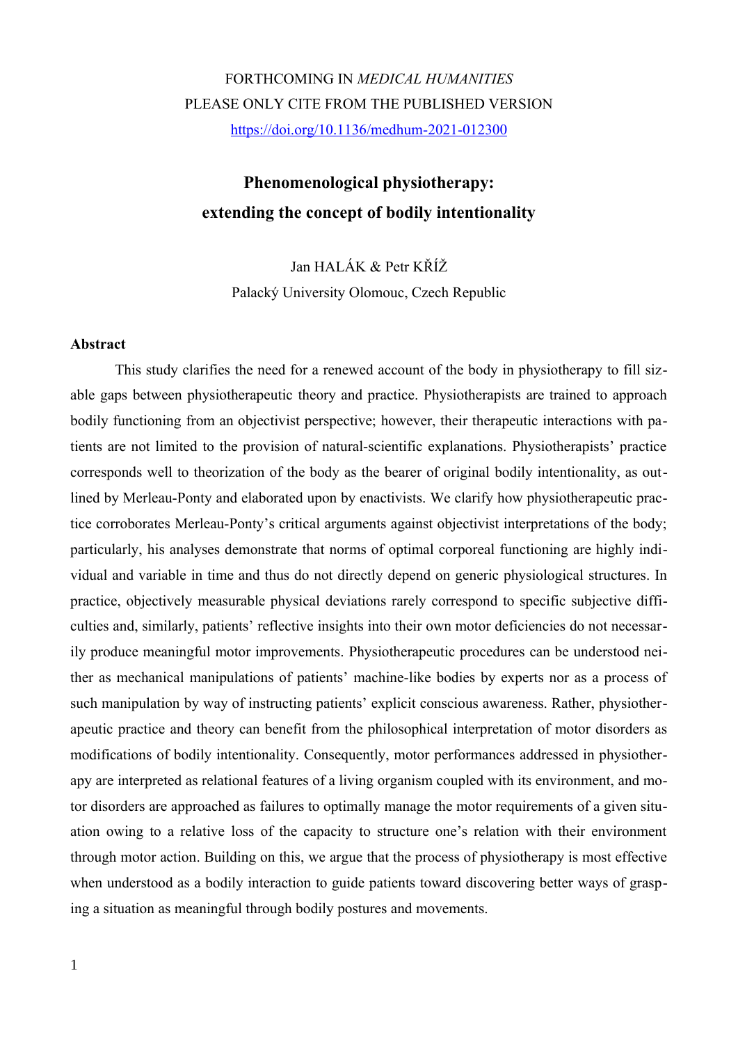FORTHCOMING IN *MEDICAL HUMANITIES*

PLEASE ONLY CITE FROM THE PUBLISHED VERSION

https://doi.org/10.1136/medhum-2021-012300

# Phenomenological physiotherapy: extending the concept of bodily intentionality

Jan HALÁK & Petr KŘÍŽ

Palacký University Olomouc, Czech Republic

**Abstract**

This study clarifies the need for a renewed account of the body in physiotherapy to fill sizable gaps between physiotherapeutic theory and practice. Physiotherapists are trained to approach bodily functioning from an objectivist perspective; however, their therapeutic interactions with patients are not limited to the provision of natural-scientific explanations. Physiotherapists' practice corresponds well to theorization of the body as the bearer of original bodily intentionality, as outlined by Merleau-Ponty and elaborated upon by enactivists. We clarify how physiotherapeutic practice corroborates Merleau-Ponty's critical arguments against objectivist interpretations of the body; particularly, his analyses demonstrate that norms of optimal corporeal functioning are highly individual and variable in time and thus do not directly depend on generic physiological structures. In practice, objectively measurable physical deviations rarely correspond to specific subjective difficulties and, similarly, patients' reflective insights into their own motor deficiencies do not necessarily produce meaningful motor improvements. Physiotherapeutic procedures can be understood neither as mechanical manipulations of patients' machine-like bodies by experts nor as a process of such manipulation by way of instructing patients' explicit conscious awareness. Rather, physiotherapeutic practice and theory can benefit from the philosophical interpretation of motor disorders as modifications of bodily intentionality. Consequently, motor performances addressed in physiotherapy are interpreted as relational features of a living organism coupled with its environment, and motor disorders are approached as failures to optimally manage the motor requirements of a given situation owing to a relative loss of the capacity to structure one's relation with their environment through motor action. Building on this, we argue that the process of physiotherapy is most effective when understood as a bodily interaction to guide patients toward discovering better ways of grasping a situation as meaningful through bodily postures and movements.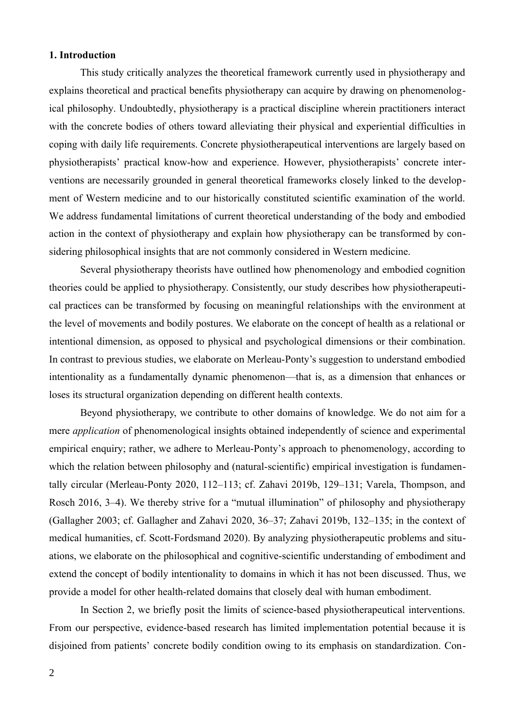## 1. Introduction

This study critically analyzes the theoretical framework currently used in physiotherapy and explains theoretical and practical benefits physiotherapy can acquire by drawing on phenomenological philosophy. Undoubtedly, physiotherapy is a practical discipline wherein practitioners interact with the concrete bodies of others toward alleviating their physical and experiential difficulties in coping with daily life requirements. Concrete physiotherapeutical interventions are largely based on physiotherapists' practical know-how and experience. However, physiotherapists' concrete interventions are necessarily grounded in general theoretical frameworks closely linked to the development of Western medicine and to our historically constituted scientific examination of the world. We address fundamental limitations of current theoretical understanding of the body and embodied action in the context of physiotherapy and explain how physiotherapy can be transformed by considering philosophical insights that are not commonly considered in Western medicine.

Several physiotherapy theorists have outlined how phenomenology and embodied cognition theories could be applied to physiotherapy. Consistently, our study describes how physiotherapeutical practices can be transformed by focusing on meaningful relationships with the environment at the level of movements and bodily postures. We elaborate on the concept of health as a relational or intentional dimension, as opposed to physical and psychological dimensions or their combination. In contrast to previous studies, we elaborate on Merleau-Ponty's suggestion to understand embodied intentionality as a fundamentally dynamic phenomenon—that is, as a dimension that enhances or loses its structural organization depending on different health contexts.

Beyond physiotherapy, we contribute to other domains of knowledge. We do not aim for a mere *application* of phenomenological insights obtained independently of science and experimental empirical enquiry; rather, we adhere to Merleau-Ponty's approach to phenomenology, according to which the relation between philosophy and (natural-scientific) empirical investigation is fundamentally circular (Merleau-Ponty 2020, 112–113; cf. Zahavi 2019b, 129–131; Varela, Thompson, and Rosch 2016, 3–4). We thereby strive for a "mutual illumination" of philosophy and physiotherapy (Gallagher 2003; cf. Gallagher and Zahavi 2020, 36–37; Zahavi 2019b, 132–135; in the context of medical humanities, cf. Scott-Fordsmand 2020). By analyzing physiotherapeutic problems and situations, we elaborate on the philosophical and cognitive-scientific understanding of embodiment and extend the concept of bodily intentionality to domains in which it has not been discussed. Thus, we provide a model for other health-related domains that closely deal with human embodiment.

In Section 2, we briefly posit the limits of science-based physiotherapeutical interventions. From our perspective, evidence-based research has limited implementation potential because it is disjoined from patients' concrete bodily condition owing to its emphasis on standardization. Con-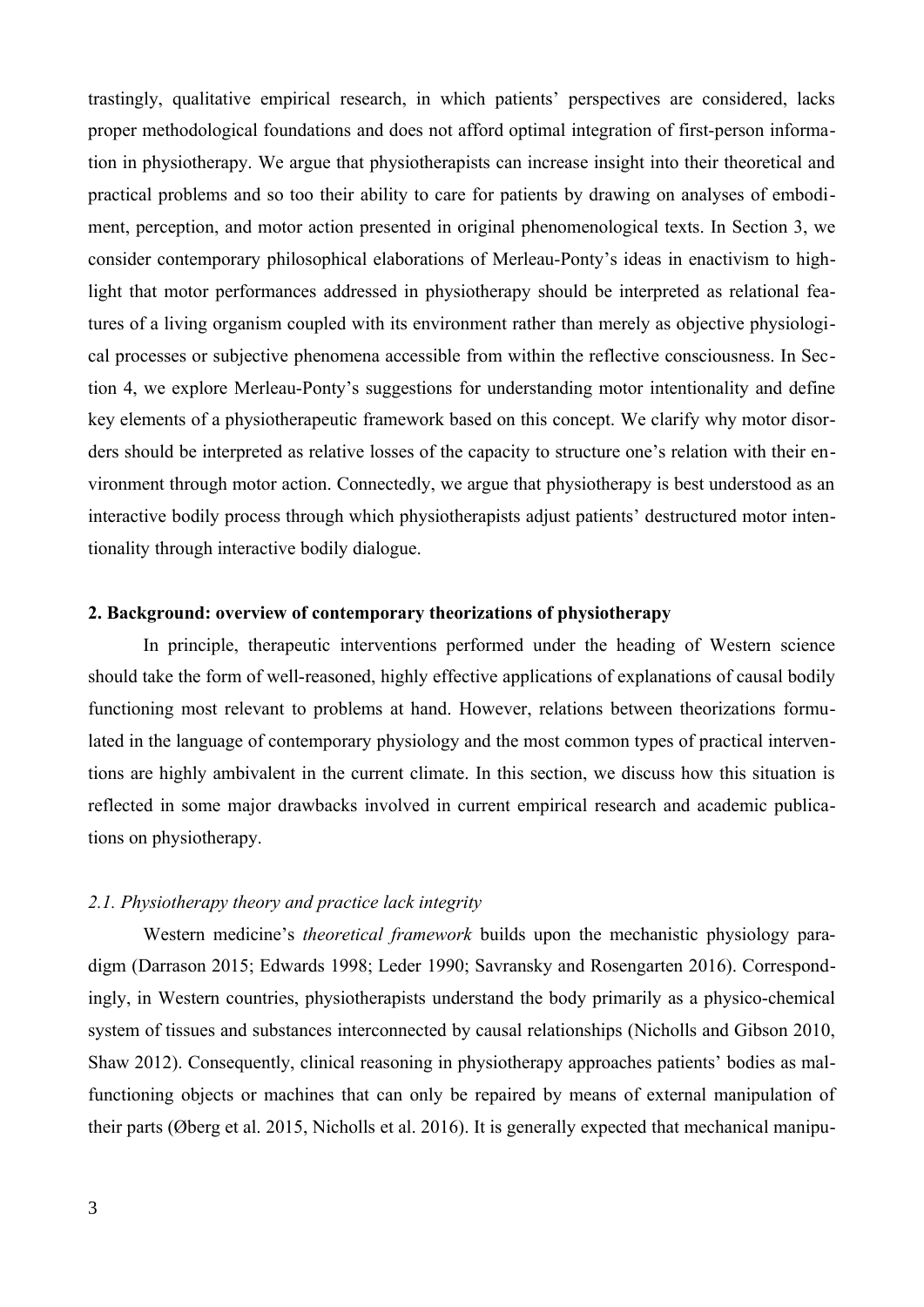trastingly, qualitative empirical research, in which patients' perspectives are considered, lacks proper methodological foundations and does not afford optimal integration of first-person information in physiotherapy. We argue that physiotherapists can increase insight into their theoretical and practical problems and so too their ability to care for patients by drawing on analyses of embodiment, perception, and motor action presented in original phenomenological texts. In Section 3, we consider contemporary philosophical elaborations of Merleau-Ponty's ideas in enactivism to highlight that motor performances addressed in physiotherapy should be interpreted as relational features of a living organism coupled with its environment rather than merely as objective physiological processes or subjective phenomena accessible from within the reflective consciousness. In Section 4, we explore Merleau-Ponty's suggestions for understanding motor intentionality and define key elements of a physiotherapeutic framework based on this concept. We clarify why motor disorders should be interpreted as relative losses of the capacity to structure one's relation with their environment through motor action. Connectedly, we argue that physiotherapy is best understood as an interactive bodily process through which physiotherapists adjust patients' destructured motor intentionality through interactive bodily dialogue.

## 2. Background: overview of contemporary theorizations of physiotherapy

In principle, therapeutic interventions performed under the heading of Western science should take the form of well-reasoned, highly effective applications of explanations of causal bodily functioning most relevant to problems at hand. However, relations between theorizations formulated in the language of contemporary physiology and the most common types of practical interventions are highly ambivalent in the current climate. In this section, we discuss how this situation is reflected in some major drawbacks involved in current empirical research and academic publications on physiotherapy.

### *2.1. Physiotherapy theory and practice lack integrity*

Western medicine's *theoretical framework* builds upon the mechanistic physiology paradigm (Darrason 2015; Edwards 1998; Leder 1990; Savransky and Rosengarten 2016). Correspondingly, in Western countries, physiotherapists understand the body primarily as a physico-chemical system of tissues and substances interconnected by causal relationships (Nicholls and Gibson 2010, Shaw 2012). Consequently, clinical reasoning in physiotherapy approaches patients' bodies as malfunctioning objects or machines that can only be repaired by means of external manipulation of their parts (Øberg et al. 2015, Nicholls et al. 2016). It is generally expected that mechanical manipu-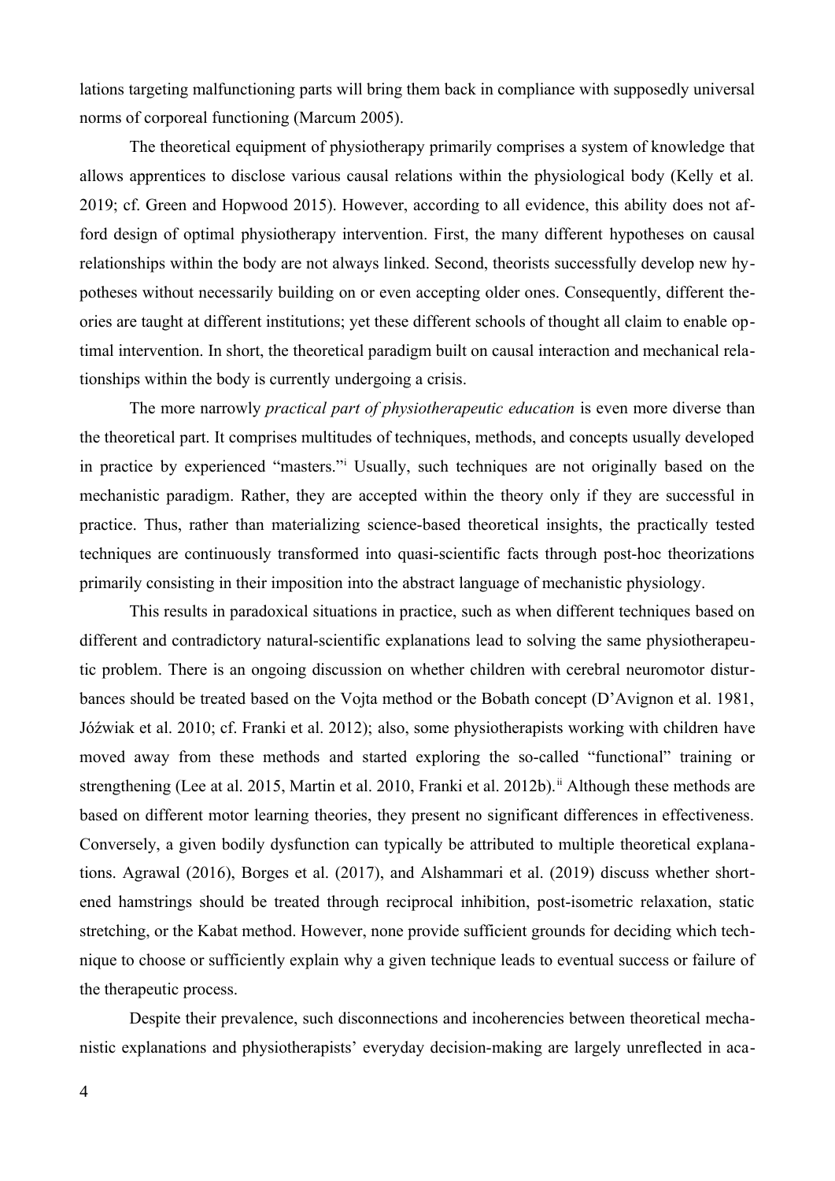lations targeting malfunctioning parts will bring them back in compliance with supposedly universal norms of corporeal functioning (Marcum 2005).

The theoretical equipment of physiotherapy primarily comprises a system of knowledge that allows apprentices to disclose various causal relations within the physiological body (Kelly et al. 2019; cf. Green and Hopwood 2015). However, according to all evidence, this ability does not afford design of optimal physiotherapy intervention. First, the many different hypotheses on causal relationships within the body are not always linked. Second, theorists successfully develop new hypotheses without necessarily building on or even accepting older ones. Consequently, different theories are taught at different institutions; yet these different schools of thought all claim to enable optimal intervention. In short, the theoretical paradigm built on causal interaction and mechanical relationships within the body is currently undergoing a crisis.

The more narrowly *practical part of physiotherapeutic education* is even more diverse than the theoretical part. It comprises multitudes of techniques, methods, and concepts usually developed in practice by experienced "masters."[i] Usually, such techniques are not originally based on the mechanistic paradigm. Rather, they are accepted within the theory only if they are successful in practice. Thus, rather than materializing science-based theoretical insights, the practically tested techniques are continuously transformed into quasi-scientific facts through post-hoc theorizations primarily consisting in their imposition into the abstract language of mechanistic physiology.

This results in paradoxical situations in practice, such as when different techniques based on different and contradictory natural-scientific explanations lead to solving the same physiotherapeutic problem. There is an ongoing discussion on whether children with cerebral neuromotor disturbances should be treated based on the Vojta method or the Bobath concept (D'Avignon et al. 1981, Jóźwiak et al. 2010; cf. Franki et al. 2012); also, some physiotherapists working with children have moved away from these methods and started exploring the so-called "functional" training or strengthening (Lee at al. 2015, Martin et al. 2010, Franki et al. 2012b).[ii] Although these methods are based on different motor learning theories, they present no significant differences in effectiveness. Conversely, a given bodily dysfunction can typically be attributed to multiple theoretical explanations. Agrawal (2016), Borges et al. (2017), and Alshammari et al. (2019) discuss whether shortened hamstrings should be treated through reciprocal inhibition, post-isometric relaxation, static stretching, or the Kabat method. However, none provide sufficient grounds for deciding which technique to choose or sufficiently explain why a given technique leads to eventual success or failure of the therapeutic process.

Despite their prevalence, such disconnections and incoherencies between theoretical mechanistic explanations and physiotherapists' everyday decision-making are largely unreflected in aca-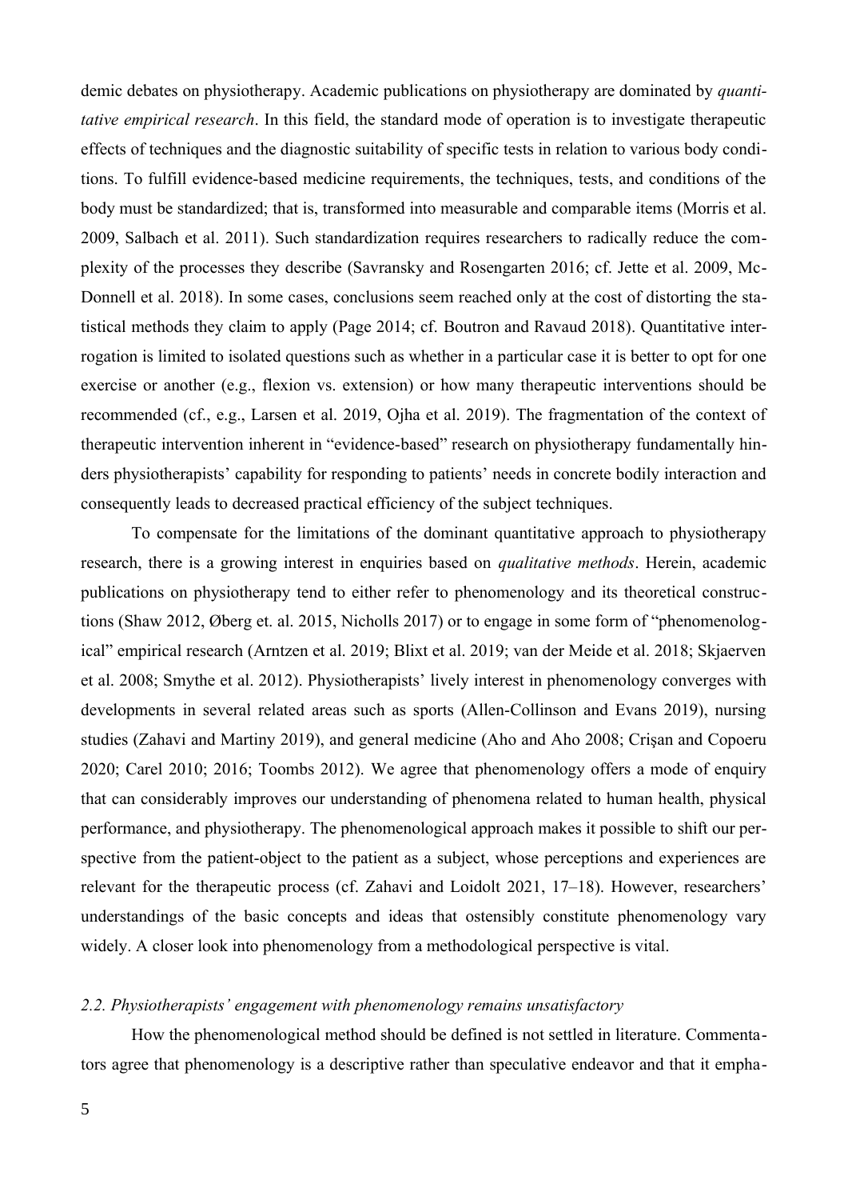demic debates on physiotherapy. Academic publications on physiotherapy are dominated by *quantitative empirical research*. In this field, the standard mode of operation is to investigate therapeutic effects of techniques and the diagnostic suitability of specific tests in relation to various body conditions. To fulfill evidence-based medicine requirements, the techniques, tests, and conditions of the body must be standardized; that is, transformed into measurable and comparable items (Morris et al. 2009, Salbach et al. 2011). Such standardization requires researchers to radically reduce the complexity of the processes they describe (Savransky and Rosengarten 2016; cf. Jette et al. 2009, McDonnell et al. 2018). In some cases, conclusions seem reached only at the cost of distorting the statistical methods they claim to apply (Page 2014; cf. Boutron and Ravaud 2018). Quantitative interrogation is limited to isolated questions such as whether in a particular case it is better to opt for one exercise or another (e.g., flexion vs. extension) or how many therapeutic interventions should be recommended (cf., e.g., Larsen et al. 2019, Ojha et al. 2019). The fragmentation of the context of therapeutic intervention inherent in "evidence-based" research on physiotherapy fundamentally hinders physiotherapists' capability for responding to patients' needs in concrete bodily interaction and consequently leads to decreased practical efficiency of the subject techniques.

To compensate for the limitations of the dominant quantitative approach to physiotherapy research, there is a growing interest in enquiries based on *qualitative methods*. Herein, academic publications on physiotherapy tend to either refer to phenomenology and its theoretical constructions (Shaw 2012, Øberg et. al. 2015, Nicholls 2017) or to engage in some form of "phenomenological" empirical research (Arntzen et al. 2019; Blixt et al. 2019; van der Meide et al. 2018; Skjaerven et al. 2008; Smythe et al. 2012). Physiotherapists' lively interest in phenomenology converges with developments in several related areas such as sports (Allen-Collinson and Evans 2019), nursing studies (Zahavi and Martiny 2019), and general medicine (Aho and Aho 2008; Crişan and Copoeru 2020; Carel 2010; 2016; Toombs 2012). We agree that phenomenology offers a mode of enquiry that can considerably improves our understanding of phenomena related to human health, physical performance, and physiotherapy. The phenomenological approach makes it possible to shift our perspective from the patient-object to the patient as a subject, whose perceptions and experiences are relevant for the therapeutic process (cf. Zahavi and Loidolt 2021, 17–18). However, researchers' understandings of the basic concepts and ideas that ostensibly constitute phenomenology vary widely. A closer look into phenomenology from a methodological perspective is vital.

### *2.2. Physiotherapists' engagement with phenomenology remains unsatisfactory*

How the phenomenological method should be defined is not settled in literature. Commentators agree that phenomenology is a descriptive rather than speculative endeavor and that it empha-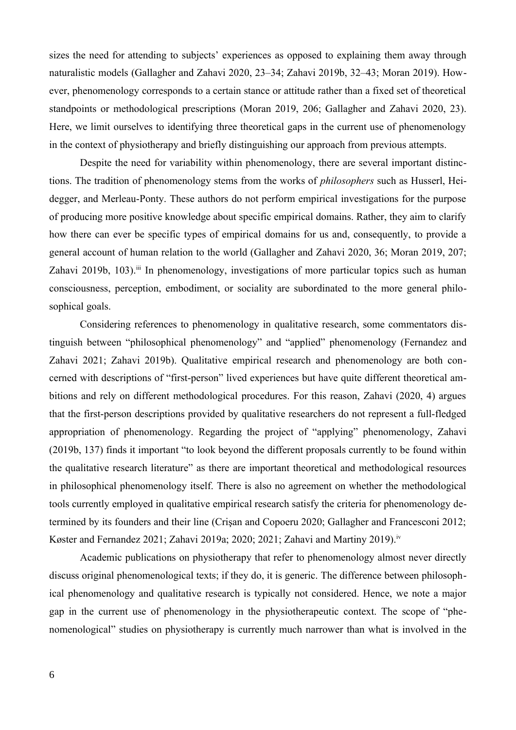sizes the need for attending to subjects' experiences as opposed to explaining them away through naturalistic models (Gallagher and Zahavi 2020, 23–34; Zahavi 2019b, 32–43; Moran 2019). However, phenomenology corresponds to a certain stance or attitude rather than a fixed set of theoretical standpoints or methodological prescriptions (Moran 2019, 206; Gallagher and Zahavi 2020, 23). Here, we limit ourselves to identifying three theoretical gaps in the current use of phenomenology in the context of physiotherapy and briefly distinguishing our approach from previous attempts.

Despite the need for variability within phenomenology, there are several important distinctions. The tradition of phenomenology stems from the works of *philosophers* such as Husserl, Heidegger, and Merleau-Ponty. These authors do not perform empirical investigations for the purpose of producing more positive knowledge about specific empirical domains. Rather, they aim to clarify how there can ever be specific types of empirical domains for us and, consequently, to provide a general account of human relation to the world (Gallagher and Zahavi 2020, 36; Moran 2019, 207; Zahavi 2019b, 103).[iii] In phenomenology, investigations of more particular topics such as human consciousness, perception, embodiment, or sociality are subordinated to the more general philosophical goals.

Considering references to phenomenology in qualitative research, some commentators distinguish between "philosophical phenomenology" and "applied" phenomenology (Fernandez and Zahavi 2021; Zahavi 2019b). Qualitative empirical research and phenomenology are both concerned with descriptions of "first-person" lived experiences but have quite different theoretical ambitions and rely on different methodological procedures. For this reason, Zahavi (2020, 4) argues that the first-person descriptions provided by qualitative researchers do not represent a full-fledged appropriation of phenomenology. Regarding the project of "applying" phenomenology, Zahavi (2019b, 137) finds it important "to look beyond the different proposals currently to be found within the qualitative research literature" as there are important theoretical and methodological resources in philosophical phenomenology itself. There is also no agreement on whether the methodological tools currently employed in qualitative empirical research satisfy the criteria for phenomenology determined by its founders and their line (Crişan and Copoeru 2020; Gallagher and Francesconi 2012; Køster and Fernandez 2021; Zahavi 2019a; 2020; 2021; Zahavi and Martiny 2019).[iv]

Academic publications on physiotherapy that refer to phenomenology almost never directly discuss original phenomenological texts; if they do, it is generic. The difference between philosophical phenomenology and qualitative research is typically not considered. Hence, we note a major gap in the current use of phenomenology in the physiotherapeutic context. The scope of "phenomenological" studies on physiotherapy is currently much narrower than what is involved in the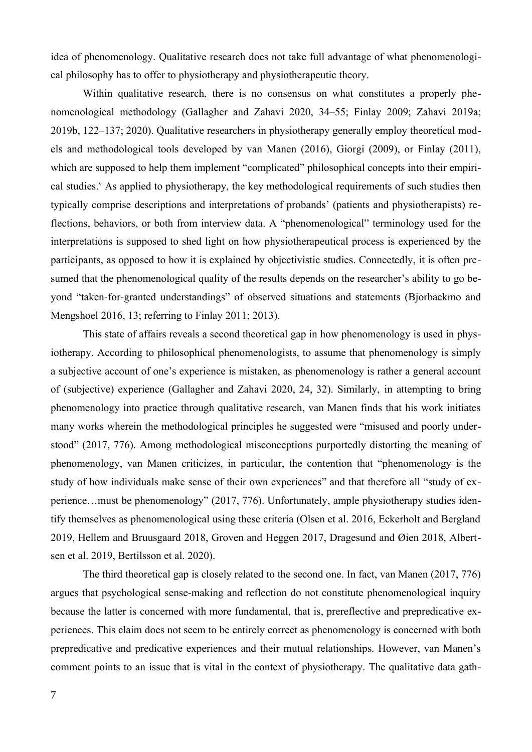idea of phenomenology. Qualitative research does not take full advantage of what phenomenological philosophy has to offer to physiotherapy and physiotherapeutic theory.

Within qualitative research, there is no consensus on what constitutes a properly phenomenological methodology (Gallagher and Zahavi 2020, 34–55; Finlay 2009; Zahavi 2019a; 2019b, 122–137; 2020). Qualitative researchers in physiotherapy generally employ theoretical models and methodological tools developed by van Manen (2016), Giorgi (2009), or Finlay (2011), which are supposed to help them implement "complicated" philosophical concepts into their empirical studies.[v] As applied to physiotherapy, the key methodological requirements of such studies then typically comprise descriptions and interpretations of probands' (patients and physiotherapists) reflections, behaviors, or both from interview data. A "phenomenological" terminology used for the interpretations is supposed to shed light on how physiotherapeutical process is experienced by the participants, as opposed to how it is explained by objectivistic studies. Connectedly, it is often presumed that the phenomenological quality of the results depends on the researcher's ability to go beyond "taken-for-granted understandings" of observed situations and statements (Bjorbaekmo and Mengshoel 2016, 13; referring to Finlay 2011; 2013).

This state of affairs reveals a second theoretical gap in how phenomenology is used in physiotherapy. According to philosophical phenomenologists, to assume that phenomenology is simply a subjective account of one's experience is mistaken, as phenomenology is rather a general account of (subjective) experience (Gallagher and Zahavi 2020, 24, 32). Similarly, in attempting to bring phenomenology into practice through qualitative research, van Manen finds that his work initiates many works wherein the methodological principles he suggested were "misused and poorly understood" (2017, 776). Among methodological misconceptions purportedly distorting the meaning of phenomenology, van Manen criticizes, in particular, the contention that "phenomenology is the study of how individuals make sense of their own experiences" and that therefore all "study of experience…must be phenomenology" (2017, 776). Unfortunately, ample physiotherapy studies identify themselves as phenomenological using these criteria (Olsen et al. 2016, Eckerholt and Bergland 2019, Hellem and Bruusgaard 2018, Groven and Heggen 2017, Dragesund and Øien 2018, Albertsen et al. 2019, Bertilsson et al. 2020).

The third theoretical gap is closely related to the second one. In fact, van Manen (2017, 776) argues that psychological sense-making and reflection do not constitute phenomenological inquiry because the latter is concerned with more fundamental, that is, prereflective and prepredicative experiences. This claim does not seem to be entirely correct as phenomenology is concerned with both prepredicative and predicative experiences and their mutual relationships. However, van Manen's comment points to an issue that is vital in the context of physiotherapy. The qualitative data gath-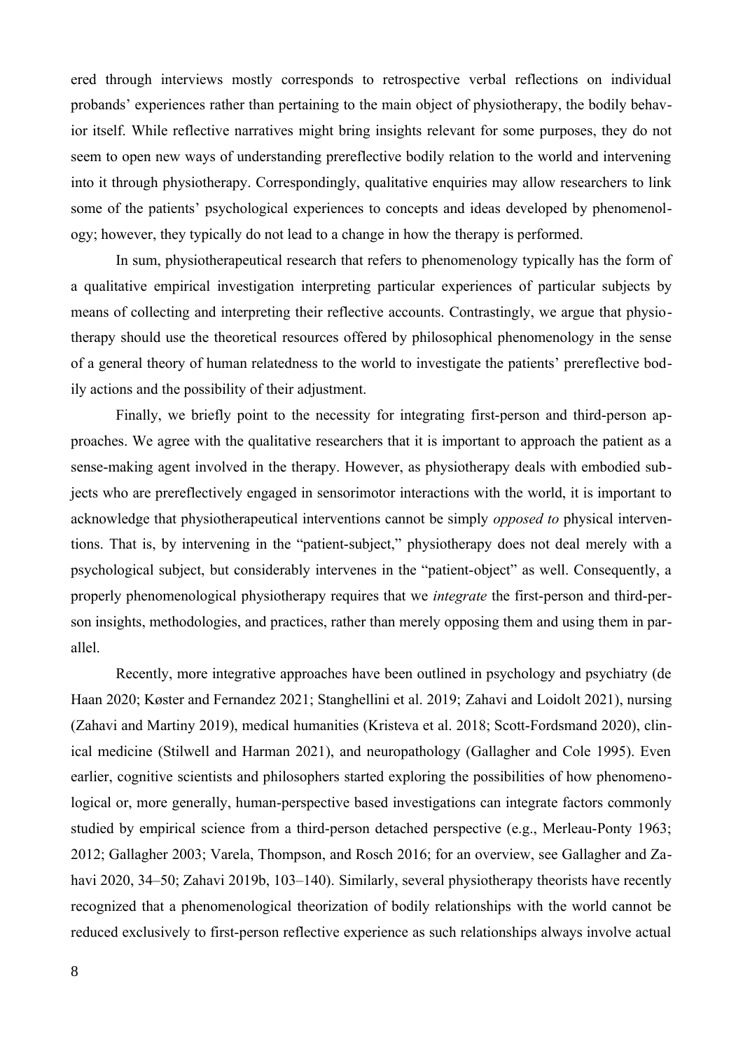ered through interviews mostly corresponds to retrospective verbal reflections on individual probands' experiences rather than pertaining to the main object of physiotherapy, the bodily behavior itself. While reflective narratives might bring insights relevant for some purposes, they do not seem to open new ways of understanding prereflective bodily relation to the world and intervening into it through physiotherapy. Correspondingly, qualitative enquiries may allow researchers to link some of the patients' psychological experiences to concepts and ideas developed by phenomenology; however, they typically do not lead to a change in how the therapy is performed.

In sum, physiotherapeutical research that refers to phenomenology typically has the form of a qualitative empirical investigation interpreting particular experiences of particular subjects by means of collecting and interpreting their reflective accounts. Contrastingly, we argue that physiotherapy should use the theoretical resources offered by philosophical phenomenology in the sense of a general theory of human relatedness to the world to investigate the patients' prereflective bodily actions and the possibility of their adjustment.

Finally, we briefly point to the necessity for integrating first-person and third-person approaches. We agree with the qualitative researchers that it is important to approach the patient as a sense-making agent involved in the therapy. However, as physiotherapy deals with embodied subjects who are prereflectively engaged in sensorimotor interactions with the world, it is important to acknowledge that physiotherapeutical interventions cannot be simply *opposed to* physical interventions. That is, by intervening in the "patient-subject," physiotherapy does not deal merely with a psychological subject, but considerably intervenes in the "patient-object" as well. Consequently, a properly phenomenological physiotherapy requires that we *integrate* the first-person and third-person insights, methodologies, and practices, rather than merely opposing them and using them in parallel.

Recently, more integrative approaches have been outlined in psychology and psychiatry (de Haan 2020; Køster and Fernandez 2021; Stanghellini et al. 2019; Zahavi and Loidolt 2021), nursing (Zahavi and Martiny 2019), medical humanities (Kristeva et al. 2018; Scott-Fordsmand 2020), clinical medicine (Stilwell and Harman 2021), and neuropathology (Gallagher and Cole 1995). Even earlier, cognitive scientists and philosophers started exploring the possibilities of how phenomenological or, more generally, human-perspective based investigations can integrate factors commonly studied by empirical science from a third-person detached perspective (e.g., Merleau-Ponty 1963; 2012; Gallagher 2003; Varela, Thompson, and Rosch 2016; for an overview, see Gallagher and Zahavi 2020, 34–50; Zahavi 2019b, 103–140). Similarly, several physiotherapy theorists have recently recognized that a phenomenological theorization of bodily relationships with the world cannot be reduced exclusively to first-person reflective experience as such relationships always involve actual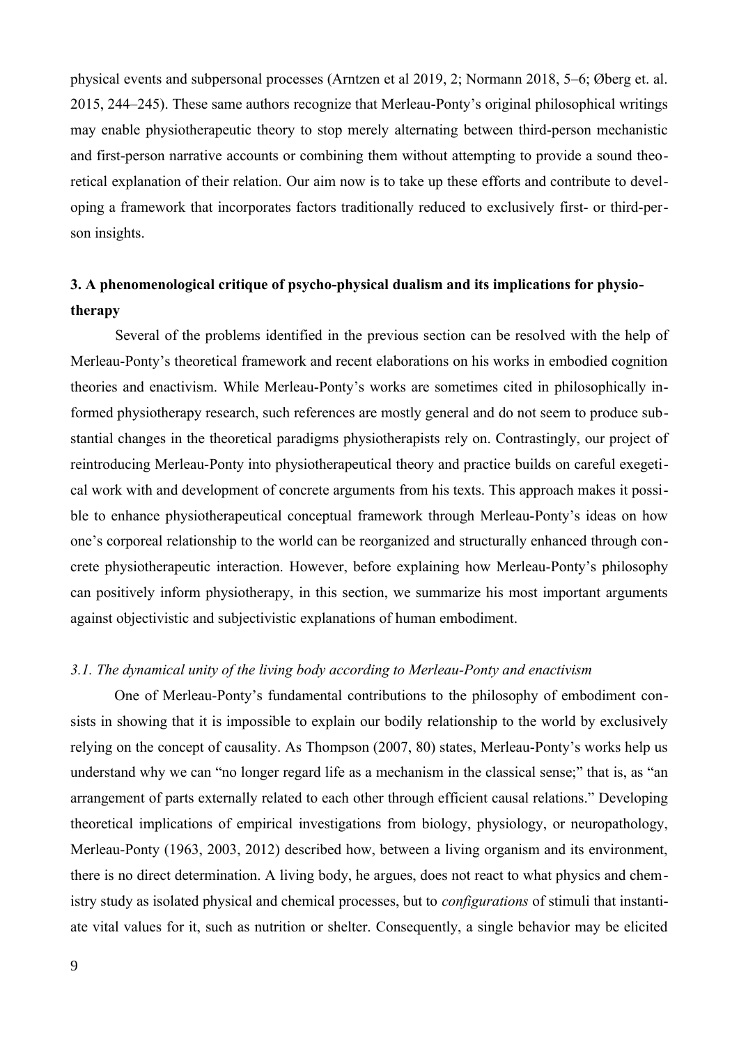physical events and subpersonal processes (Arntzen et al 2019, 2; Normann 2018, 5–6; Øberg et. al. 2015, 244–245). These same authors recognize that Merleau-Ponty's original philosophical writings may enable physiotherapeutic theory to stop merely alternating between third-person mechanistic and first-person narrative accounts or combining them without attempting to provide a sound theoretical explanation of their relation. Our aim now is to take up these efforts and contribute to developing a framework that incorporates factors traditionally reduced to exclusively first- or third-person insights.

## 3. A phenomenological critique of psycho-physical dualism and its implications for physiotherapy

Several of the problems identified in the previous section can be resolved with the help of Merleau-Ponty's theoretical framework and recent elaborations on his works in embodied cognition theories and enactivism. While Merleau-Ponty's works are sometimes cited in philosophically informed physiotherapy research, such references are mostly general and do not seem to produce substantial changes in the theoretical paradigms physiotherapists rely on. Contrastingly, our project of reintroducing Merleau-Ponty into physiotherapeutical theory and practice builds on careful exegetical work with and development of concrete arguments from his texts. This approach makes it possible to enhance physiotherapeutical conceptual framework through Merleau-Ponty's ideas on how one's corporeal relationship to the world can be reorganized and structurally enhanced through concrete physiotherapeutic interaction. However, before explaining how Merleau-Ponty's philosophy can positively inform physiotherapy, in this section, we summarize his most important arguments against objectivistic and subjectivistic explanations of human embodiment.

### *3.1. The dynamical unity of the living body according to Merleau-Ponty and enactivism*

One of Merleau-Ponty's fundamental contributions to the philosophy of embodiment consists in showing that it is impossible to explain our bodily relationship to the world by exclusively relying on the concept of causality. As Thompson (2007, 80) states, Merleau-Ponty's works help us understand why we can "no longer regard life as a mechanism in the classical sense;" that is, as "an arrangement of parts externally related to each other through efficient causal relations." Developing theoretical implications of empirical investigations from biology, physiology, or neuropathology, Merleau-Ponty (1963, 2003, 2012) described how, between a living organism and its environment, there is no direct determination. A living body, he argues, does not react to what physics and chemistry study as isolated physical and chemical processes, but to *configurations* of stimuli that instantiate vital values for it, such as nutrition or shelter. Consequently, a single behavior may be elicited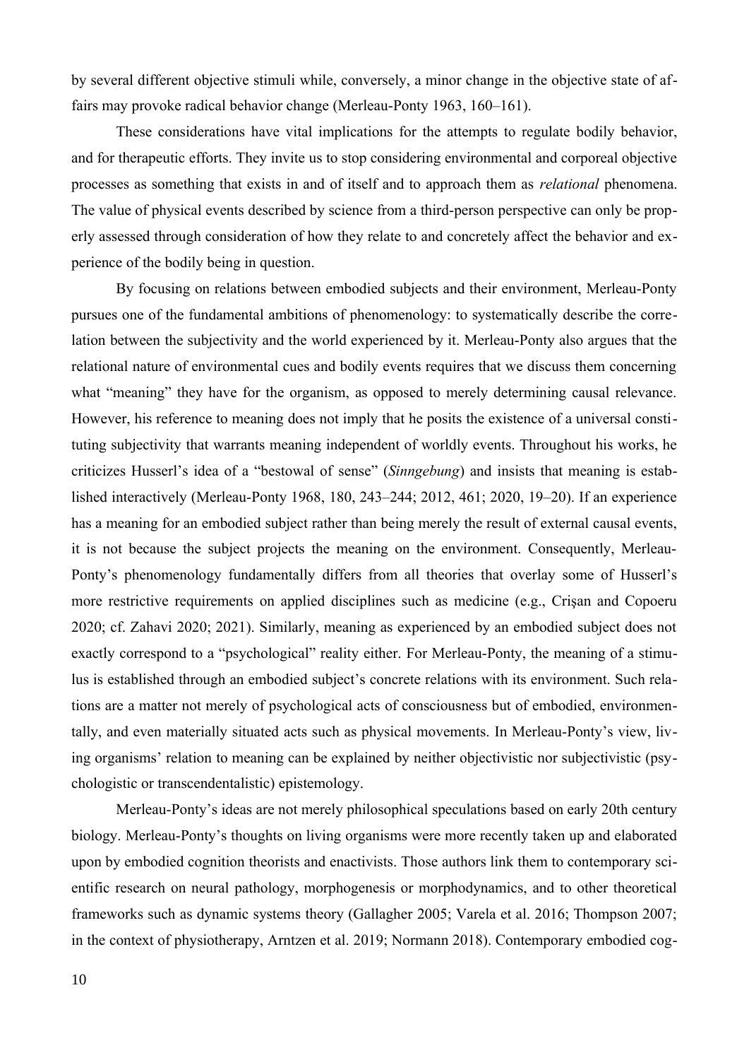by several different objective stimuli while, conversely, a minor change in the objective state of affairs may provoke radical behavior change (Merleau-Ponty 1963, 160–161).

These considerations have vital implications for the attempts to regulate bodily behavior, and for therapeutic efforts. They invite us to stop considering environmental and corporeal objective processes as something that exists in and of itself and to approach them as *relational* phenomena. The value of physical events described by science from a third-person perspective can only be properly assessed through consideration of how they relate to and concretely affect the behavior and experience of the bodily being in question.

By focusing on relations between embodied subjects and their environment, Merleau-Ponty pursues one of the fundamental ambitions of phenomenology: to systematically describe the correlation between the subjectivity and the world experienced by it. Merleau-Ponty also argues that the relational nature of environmental cues and bodily events requires that we discuss them concerning what "meaning" they have for the organism, as opposed to merely determining causal relevance. However, his reference to meaning does not imply that he posits the existence of a universal constituting subjectivity that warrants meaning independent of worldly events. Throughout his works, he criticizes Husserl's idea of a "bestowal of sense" (*Sinngebung*) and insists that meaning is established interactively (Merleau-Ponty 1968, 180, 243–244; 2012, 461; 2020, 19–20). If an experience has a meaning for an embodied subject rather than being merely the result of external causal events, it is not because the subject projects the meaning on the environment. Consequently, Merleau-Ponty's phenomenology fundamentally differs from all theories that overlay some of Husserl's more restrictive requirements on applied disciplines such as medicine (e.g., Crişan and Copoeru 2020; cf. Zahavi 2020; 2021). Similarly, meaning as experienced by an embodied subject does not exactly correspond to a "psychological" reality either. For Merleau-Ponty, the meaning of a stimulus is established through an embodied subject's concrete relations with its environment. Such relations are a matter not merely of psychological acts of consciousness but of embodied, environmentally, and even materially situated acts such as physical movements. In Merleau-Ponty's view, living organisms' relation to meaning can be explained by neither objectivistic nor subjectivistic (psychologistic or transcendentalistic) epistemology.

Merleau-Ponty's ideas are not merely philosophical speculations based on early 20th century biology. Merleau-Ponty's thoughts on living organisms were more recently taken up and elaborated upon by embodied cognition theorists and enactivists. Those authors link them to contemporary scientific research on neural pathology, morphogenesis or morphodynamics, and to other theoretical frameworks such as dynamic systems theory (Gallagher 2005; Varela et al. 2016; Thompson 2007; in the context of physiotherapy, Arntzen et al. 2019; Normann 2018). Contemporary embodied cog-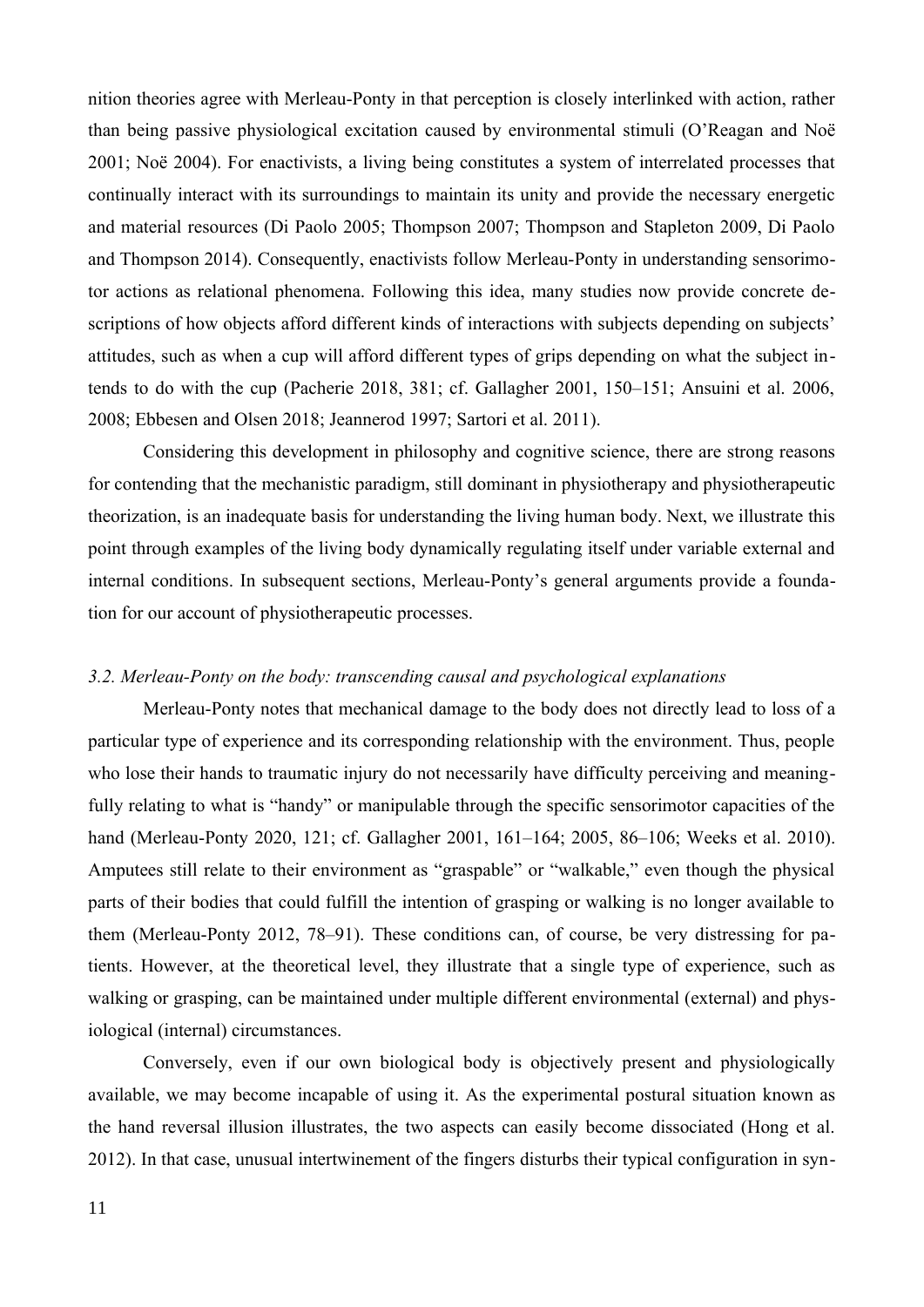nition theories agree with Merleau-Ponty in that perception is closely interlinked with action, rather than being passive physiological excitation caused by environmental stimuli (O'Reagan and Noë 2001; Noë 2004). For enactivists, a living being constitutes a system of interrelated processes that continually interact with its surroundings to maintain its unity and provide the necessary energetic and material resources (Di Paolo 2005; Thompson 2007; Thompson and Stapleton 2009, Di Paolo and Thompson 2014). Consequently, enactivists follow Merleau-Ponty in understanding sensorimotor actions as relational phenomena. Following this idea, many studies now provide concrete descriptions of how objects afford different kinds of interactions with subjects depending on subjects' attitudes, such as when a cup will afford different types of grips depending on what the subject intends to do with the cup (Pacherie 2018, 381; cf. Gallagher 2001, 150–151; Ansuini et al. 2006, 2008; Ebbesen and Olsen 2018; Jeannerod 1997; Sartori et al. 2011).

Considering this development in philosophy and cognitive science, there are strong reasons for contending that the mechanistic paradigm, still dominant in physiotherapy and physiotherapeutic theorization, is an inadequate basis for understanding the living human body. Next, we illustrate this point through examples of the living body dynamically regulating itself under variable external and internal conditions. In subsequent sections, Merleau-Ponty's general arguments provide a foundation for our account of physiotherapeutic processes.

### *3.2. Merleau-Ponty on the body: transcending causal and psychological explanations*

Merleau-Ponty notes that mechanical damage to the body does not directly lead to loss of a particular type of experience and its corresponding relationship with the environment. Thus, people who lose their hands to traumatic injury do not necessarily have difficulty perceiving and meaningfully relating to what is "handy" or manipulable through the specific sensorimotor capacities of the hand (Merleau-Ponty 2020, 121; cf. Gallagher 2001, 161–164; 2005, 86–106; Weeks et al. 2010). Amputees still relate to their environment as "graspable" or "walkable," even though the physical parts of their bodies that could fulfill the intention of grasping or walking is no longer available to them (Merleau-Ponty 2012, 78–91). These conditions can, of course, be very distressing for patients. However, at the theoretical level, they illustrate that a single type of experience, such as walking or grasping, can be maintained under multiple different environmental (external) and physiological (internal) circumstances.

Conversely, even if our own biological body is objectively present and physiologically available, we may become incapable of using it. As the experimental postural situation known as the hand reversal illusion illustrates, the two aspects can easily become dissociated (Hong et al. 2012). In that case, unusual intertwinement of the fingers disturbs their typical configuration in syn-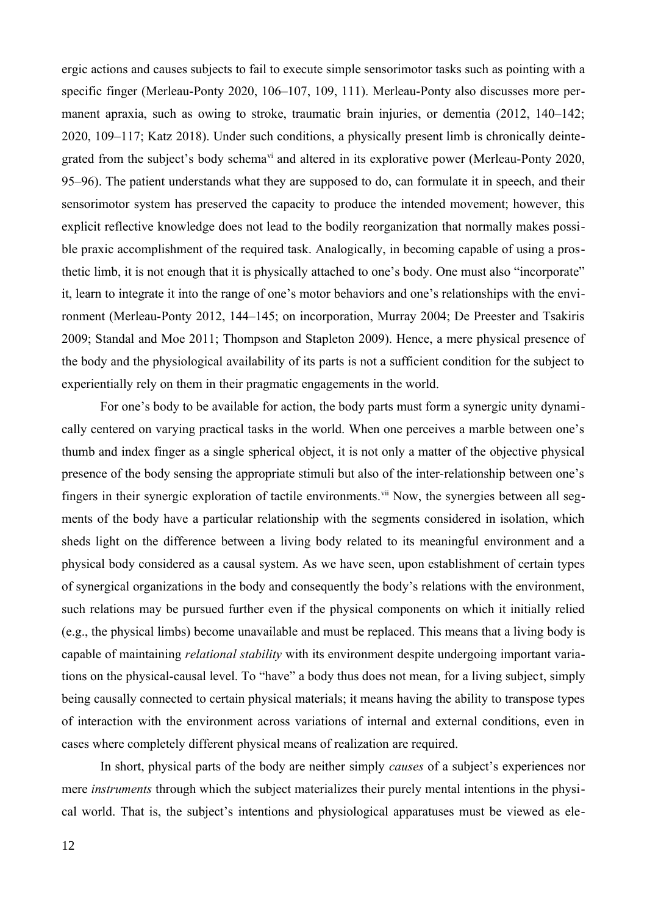ergic actions and causes subjects to fail to execute simple sensorimotor tasks such as pointing with a specific finger (Merleau-Ponty 2020, 106–107, 109, 111). Merleau-Ponty also discusses more permanent apraxia, such as owing to stroke, traumatic brain injuries, or dementia (2012, 140–142; 2020, 109–117; Katz 2018). Under such conditions, a physically present limb is chronically deintegrated from the subject's body schema[vi] and altered in its explorative power (Merleau-Ponty 2020, 95–96). The patient understands what they are supposed to do, can formulate it in speech, and their sensorimotor system has preserved the capacity to produce the intended movement; however, this explicit reflective knowledge does not lead to the bodily reorganization that normally makes possible praxic accomplishment of the required task. Analogically, in becoming capable of using a prosthetic limb, it is not enough that it is physically attached to one's body. One must also "incorporate" it, learn to integrate it into the range of one's motor behaviors and one's relationships with the environment (Merleau-Ponty 2012, 144–145; on incorporation, Murray 2004; De Preester and Tsakiris 2009; Standal and Moe 2011; Thompson and Stapleton 2009). Hence, a mere physical presence of the body and the physiological availability of its parts is not a sufficient condition for the subject to experientially rely on them in their pragmatic engagements in the world.

For one's body to be available for action, the body parts must form a synergic unity dynamically centered on varying practical tasks in the world. When one perceives a marble between one's thumb and index finger as a single spherical object, it is not only a matter of the objective physical presence of the body sensing the appropriate stimuli but also of the inter-relationship between one's fingers in their synergic exploration of tactile environments.[vii] Now, the synergies between all segments of the body have a particular relationship with the segments considered in isolation, which sheds light on the difference between a living body related to its meaningful environment and a physical body considered as a causal system. As we have seen, upon establishment of certain types of synergical organizations in the body and consequently the body's relations with the environment, such relations may be pursued further even if the physical components on which it initially relied (e.g., the physical limbs) become unavailable and must be replaced. This means that a living body is capable of maintaining *relational stability* with its environment despite undergoing important variations on the physical-causal level. To "have" a body thus does not mean, for a living subject, simply being causally connected to certain physical materials; it means having the ability to transpose types of interaction with the environment across variations of internal and external conditions, even in cases where completely different physical means of realization are required.

In short, physical parts of the body are neither simply *causes* of a subject's experiences nor mere *instruments* through which the subject materializes their purely mental intentions in the physical world. That is, the subject's intentions and physiological apparatuses must be viewed as ele-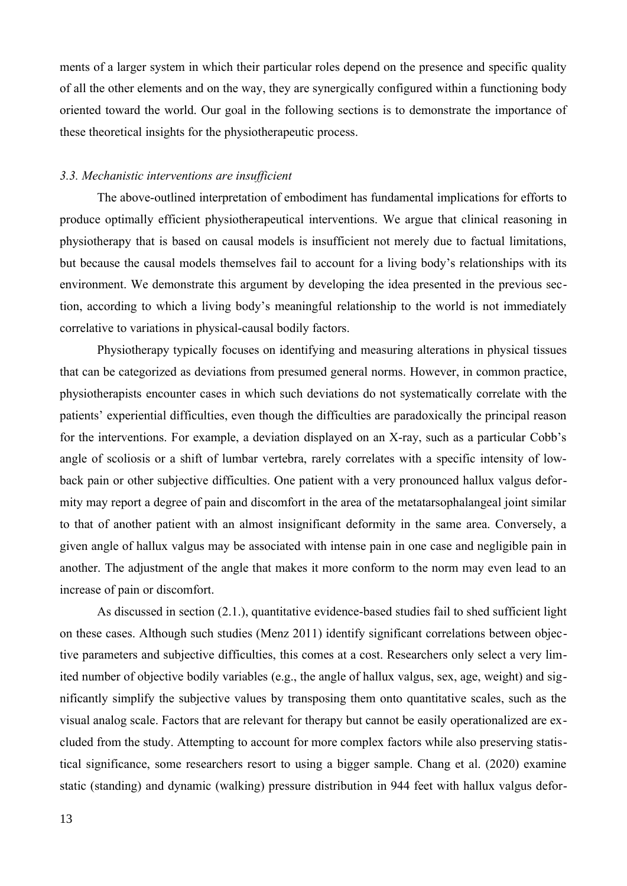ments of a larger system in which their particular roles depend on the presence and specific quality of all the other elements and on the way, they are synergically configured within a functioning body oriented toward the world. Our goal in the following sections is to demonstrate the importance of these theoretical insights for the physiotherapeutic process.

### *3.3. Mechanistic interventions are insufficient*

The above-outlined interpretation of embodiment has fundamental implications for efforts to produce optimally efficient physiotherapeutical interventions. We argue that clinical reasoning in physiotherapy that is based on causal models is insufficient not merely due to factual limitations, but because the causal models themselves fail to account for a living body's relationships with its environment. We demonstrate this argument by developing the idea presented in the previous section, according to which a living body's meaningful relationship to the world is not immediately correlative to variations in physical-causal bodily factors.

Physiotherapy typically focuses on identifying and measuring alterations in physical tissues that can be categorized as deviations from presumed general norms. However, in common practice, physiotherapists encounter cases in which such deviations do not systematically correlate with the patients' experiential difficulties, even though the difficulties are paradoxically the principal reason for the interventions. For example, a deviation displayed on an X-ray, such as a particular Cobb's angle of scoliosis or a shift of lumbar vertebra, rarely correlates with a specific intensity of low-back pain or other subjective difficulties. One patient with a very pronounced hallux valgus deformity may report a degree of pain and discomfort in the area of the metatarsophalangeal joint similar to that of another patient with an almost insignificant deformity in the same area. Conversely, a given angle of hallux valgus may be associated with intense pain in one case and negligible pain in another. The adjustment of the angle that makes it more conform to the norm may even lead to an increase of pain or discomfort.

As discussed in section (2.1.), quantitative evidence-based studies fail to shed sufficient light on these cases. Although such studies (Menz 2011) identify significant correlations between objective parameters and subjective difficulties, this comes at a cost. Researchers only select a very limited number of objective bodily variables (e.g., the angle of hallux valgus, sex, age, weight) and significantly simplify the subjective values by transposing them onto quantitative scales, such as the visual analog scale. Factors that are relevant for therapy but cannot be easily operationalized are excluded from the study. Attempting to account for more complex factors while also preserving statistical significance, some researchers resort to using a bigger sample. Chang et al. (2020) examine static (standing) and dynamic (walking) pressure distribution in 944 feet with hallux valgus defor-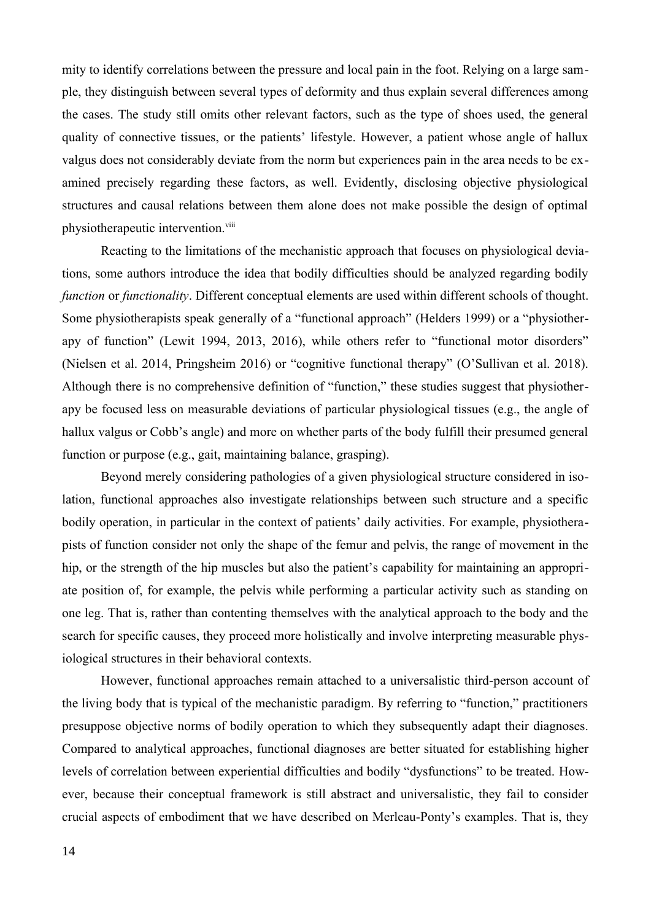mity to identify correlations between the pressure and local pain in the foot. Relying on a large sample, they distinguish between several types of deformity and thus explain several differences among the cases. The study still omits other relevant factors, such as the type of shoes used, the general quality of connective tissues, or the patients' lifestyle. However, a patient whose angle of hallux valgus does not considerably deviate from the norm but experiences pain in the area needs to be examined precisely regarding these factors, as well. Evidently, disclosing objective physiological structures and causal relations between them alone does not make possible the design of optimal physiotherapeutic intervention.[viii]

Reacting to the limitations of the mechanistic approach that focuses on physiological deviations, some authors introduce the idea that bodily difficulties should be analyzed regarding bodily *function* or *functionality*. Different conceptual elements are used within different schools of thought. Some physiotherapists speak generally of a "functional approach" (Helders 1999) or a "physiotherapy of function" (Lewit 1994, 2013, 2016), while others refer to "functional motor disorders" (Nielsen et al. 2014, Pringsheim 2016) or "cognitive functional therapy" (O'Sullivan et al. 2018). Although there is no comprehensive definition of "function," these studies suggest that physiotherapy be focused less on measurable deviations of particular physiological tissues (e.g., the angle of hallux valgus or Cobb's angle) and more on whether parts of the body fulfill their presumed general function or purpose (e.g., gait, maintaining balance, grasping).

Beyond merely considering pathologies of a given physiological structure considered in isolation, functional approaches also investigate relationships between such structure and a specific bodily operation, in particular in the context of patients' daily activities. For example, physiotherapists of function consider not only the shape of the femur and pelvis, the range of movement in the hip, or the strength of the hip muscles but also the patient's capability for maintaining an appropriate position of, for example, the pelvis while performing a particular activity such as standing on one leg. That is, rather than contenting themselves with the analytical approach to the body and the search for specific causes, they proceed more holistically and involve interpreting measurable physiological structures in their behavioral contexts.

However, functional approaches remain attached to a universalistic third-person account of the living body that is typical of the mechanistic paradigm. By referring to "function," practitioners presuppose objective norms of bodily operation to which they subsequently adapt their diagnoses. Compared to analytical approaches, functional diagnoses are better situated for establishing higher levels of correlation between experiential difficulties and bodily "dysfunctions" to be treated. However, because their conceptual framework is still abstract and universalistic, they fail to consider crucial aspects of embodiment that we have described on Merleau-Ponty's examples. That is, they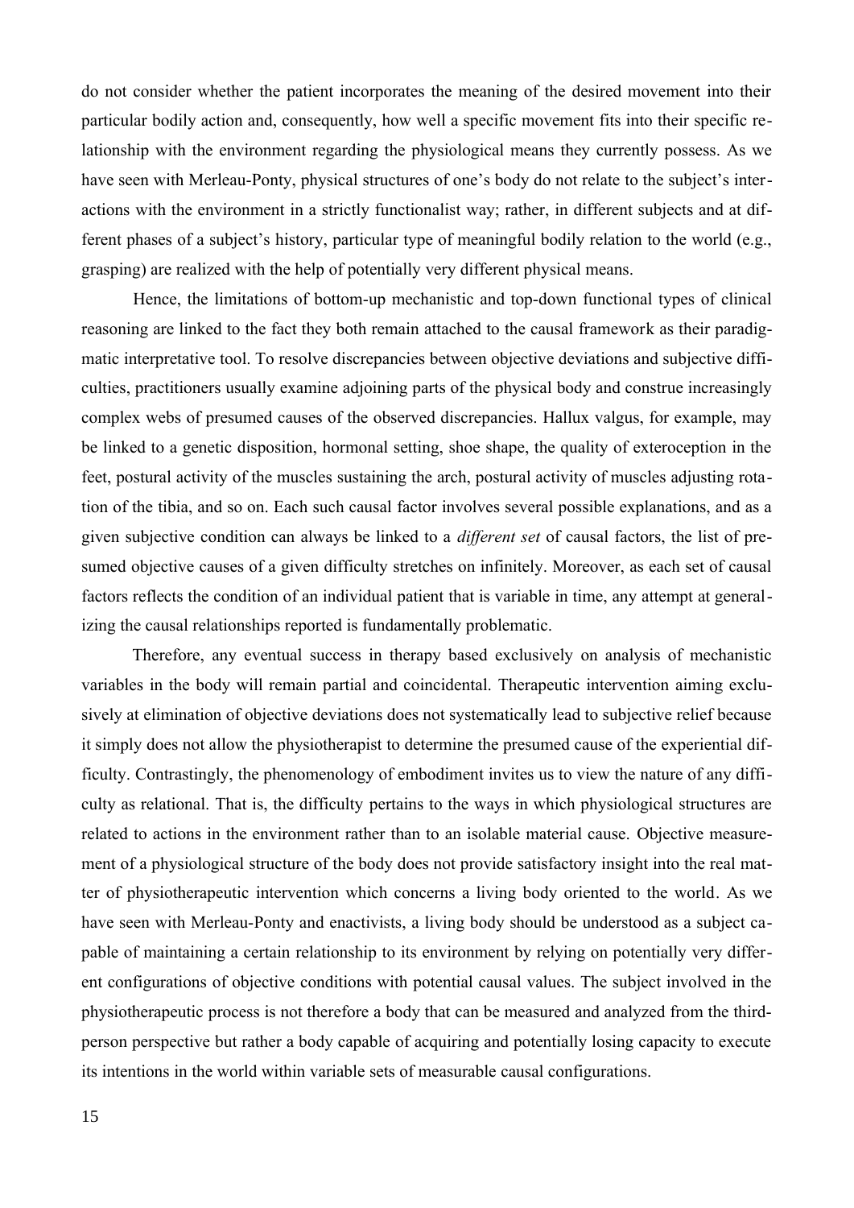do not consider whether the patient incorporates the meaning of the desired movement into their particular bodily action and, consequently, how well a specific movement fits into their specific relationship with the environment regarding the physiological means they currently possess. As we have seen with Merleau-Ponty, physical structures of one's body do not relate to the subject's interactions with the environment in a strictly functionalist way; rather, in different subjects and at different phases of a subject's history, particular type of meaningful bodily relation to the world (e.g., grasping) are realized with the help of potentially very different physical means.

Hence, the limitations of bottom-up mechanistic and top-down functional types of clinical reasoning are linked to the fact they both remain attached to the causal framework as their paradigmatic interpretative tool. To resolve discrepancies between objective deviations and subjective difficulties, practitioners usually examine adjoining parts of the physical body and construe increasingly complex webs of presumed causes of the observed discrepancies. Hallux valgus, for example, may be linked to a genetic disposition, hormonal setting, shoe shape, the quality of exteroception in the feet, postural activity of the muscles sustaining the arch, postural activity of muscles adjusting rotation of the tibia, and so on. Each such causal factor involves several possible explanations, and as a given subjective condition can always be linked to a *different set* of causal factors, the list of presumed objective causes of a given difficulty stretches on infinitely. Moreover, as each set of causal factors reflects the condition of an individual patient that is variable in time, any attempt at generalizing the causal relationships reported is fundamentally problematic.

Therefore, any eventual success in therapy based exclusively on analysis of mechanistic variables in the body will remain partial and coincidental. Therapeutic intervention aiming exclusively at elimination of objective deviations does not systematically lead to subjective relief because it simply does not allow the physiotherapist to determine the presumed cause of the experiential difficulty. Contrastingly, the phenomenology of embodiment invites us to view the nature of any difficulty as relational. That is, the difficulty pertains to the ways in which physiological structures are related to actions in the environment rather than to an isolable material cause. Objective measurement of a physiological structure of the body does not provide satisfactory insight into the real matter of physiotherapeutic intervention which concerns a living body oriented to the world. As we have seen with Merleau-Ponty and enactivists, a living body should be understood as a subject capable of maintaining a certain relationship to its environment by relying on potentially very different configurations of objective conditions with potential causal values. The subject involved in the physiotherapeutic process is not therefore a body that can be measured and analyzed from the third-person perspective but rather a body capable of acquiring and potentially losing capacity to execute its intentions in the world within variable sets of measurable causal configurations.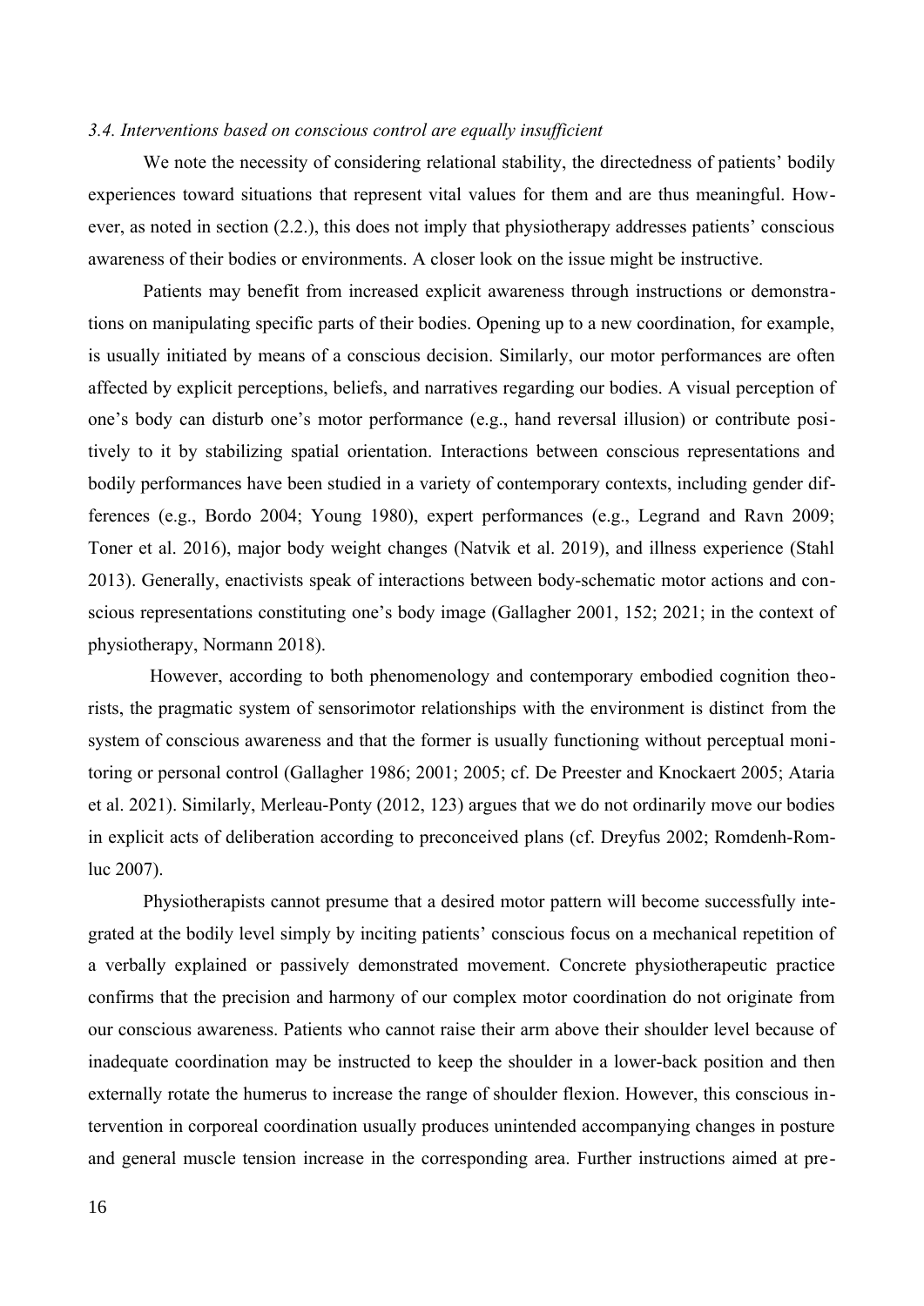### *3.4. Interventions based on conscious control are equally insufficient*

We note the necessity of considering relational stability, the directedness of patients' bodily experiences toward situations that represent vital values for them and are thus meaningful. However, as noted in section (2.2.), this does not imply that physiotherapy addresses patients' conscious awareness of their bodies or environments. A closer look on the issue might be instructive.

Patients may benefit from increased explicit awareness through instructions or demonstrations on manipulating specific parts of their bodies. Opening up to a new coordination, for example, is usually initiated by means of a conscious decision. Similarly, our motor performances are often affected by explicit perceptions, beliefs, and narratives regarding our bodies. A visual perception of one's body can disturb one's motor performance (e.g., hand reversal illusion) or contribute positively to it by stabilizing spatial orientation. Interactions between conscious representations and bodily performances have been studied in a variety of contemporary contexts, including gender differences (e.g., Bordo 2004; Young 1980), expert performances (e.g., Legrand and Ravn 2009; Toner et al. 2016), major body weight changes (Natvik et al. 2019), and illness experience (Stahl 2013). Generally, enactivists speak of interactions between body-schematic motor actions and conscious representations constituting one's body image (Gallagher 2001, 152; 2021; in the context of physiotherapy, Normann 2018).

However, according to both phenomenology and contemporary embodied cognition theorists, the pragmatic system of sensorimotor relationships with the environment is distinct from the system of conscious awareness and that the former is usually functioning without perceptual monitoring or personal control (Gallagher 1986; 2001; 2005; cf. De Preester and Knockaert 2005; Ataria et al. 2021). Similarly, Merleau-Ponty (2012, 123) argues that we do not ordinarily move our bodies in explicit acts of deliberation according to preconceived plans (cf. Dreyfus 2002; Romdenh-Romluc 2007).

Physiotherapists cannot presume that a desired motor pattern will become successfully integrated at the bodily level simply by inciting patients' conscious focus on a mechanical repetition of a verbally explained or passively demonstrated movement. Concrete physiotherapeutic practice confirms that the precision and harmony of our complex motor coordination do not originate from our conscious awareness. Patients who cannot raise their arm above their shoulder level because of inadequate coordination may be instructed to keep the shoulder in a lower-back position and then externally rotate the humerus to increase the range of shoulder flexion. However, this conscious intervention in corporeal coordination usually produces unintended accompanying changes in posture and general muscle tension increase in the corresponding area. Further instructions aimed at pre-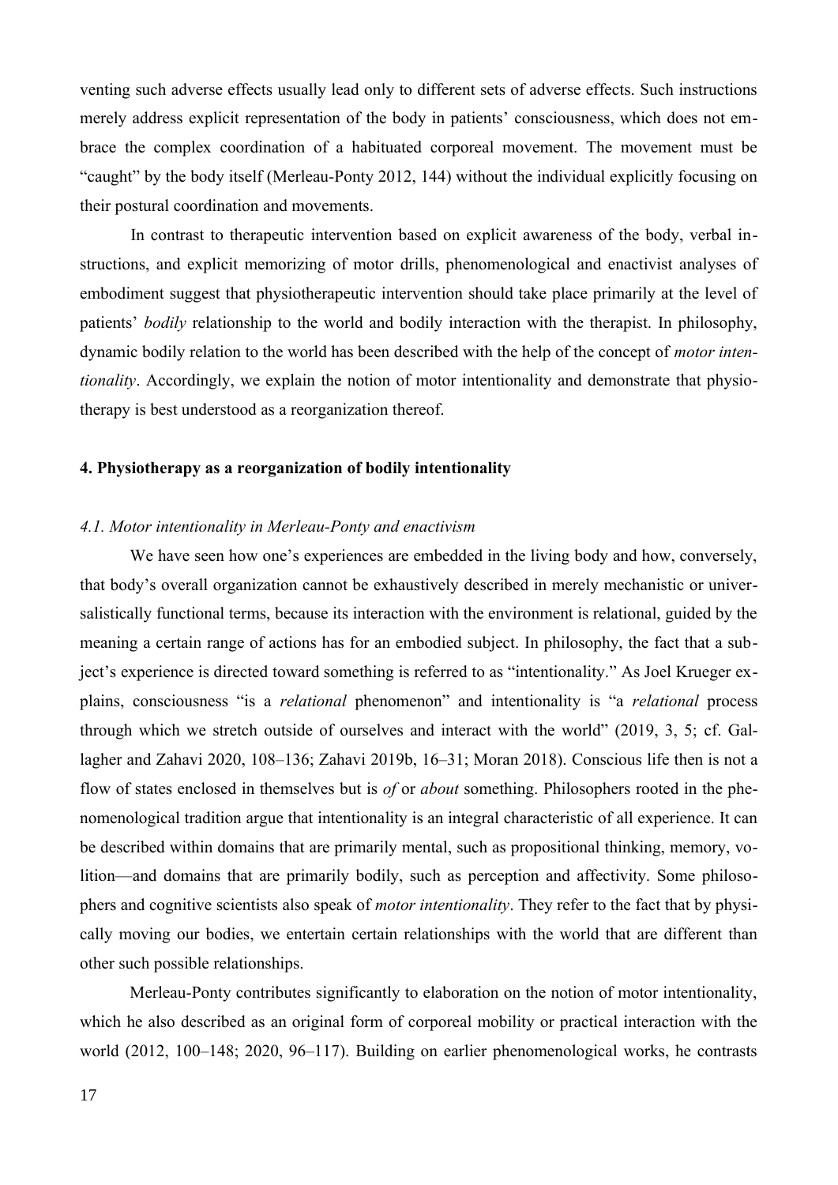venting such adverse effects usually lead only to different sets of adverse effects. Such instructions merely address explicit representation of the body in patients' consciousness, which does not embrace the complex coordination of a habituated corporeal movement. The movement must be "caught" by the body itself (Merleau-Ponty 2012, 144) without the individual explicitly focusing on their postural coordination and movements.

In contrast to therapeutic intervention based on explicit awareness of the body, verbal instructions, and explicit memorizing of motor drills, phenomenological and enactivist analyses of embodiment suggest that physiotherapeutic intervention should take place primarily at the level of patients' *bodily* relationship to the world and bodily interaction with the therapist. In philosophy, dynamic bodily relation to the world has been described with the help of the concept of *motor intentionality*. Accordingly, we explain the notion of motor intentionality and demonstrate that physiotherapy is best understood as a reorganization thereof.

## 4. Physiotherapy as a reorganization of bodily intentionality

### *4.1. Motor intentionality in Merleau-Ponty and enactivism*

We have seen how one's experiences are embedded in the living body and how, conversely, that body's overall organization cannot be exhaustively described in merely mechanistic or universalistically functional terms, because its interaction with the environment is relational, guided by the meaning a certain range of actions has for an embodied subject. In philosophy, the fact that a subject's experience is directed toward something is referred to as "intentionality." As Joel Krueger explains, consciousness "is a *relational* phenomenon" and intentionality is "a *relational* process through which we stretch outside of ourselves and interact with the world" (2019, 3, 5; cf. Gallagher and Zahavi 2020, 108–136; Zahavi 2019b, 16–31; Moran 2018). Conscious life then is not a flow of states enclosed in themselves but is *of* or *about* something. Philosophers rooted in the phenomenological tradition argue that intentionality is an integral characteristic of all experience. It can be described within domains that are primarily mental, such as propositional thinking, memory, volition—and domains that are primarily bodily, such as perception and affectivity. Some philosophers and cognitive scientists also speak of *motor intentionality*. They refer to the fact that by physically moving our bodies, we entertain certain relationships with the world that are different than other such possible relationships.

Merleau-Ponty contributes significantly to elaboration on the notion of motor intentionality, which he also described as an original form of corporeal mobility or practical interaction with the world (2012, 100–148; 2020, 96–117). Building on earlier phenomenological works, he contrasts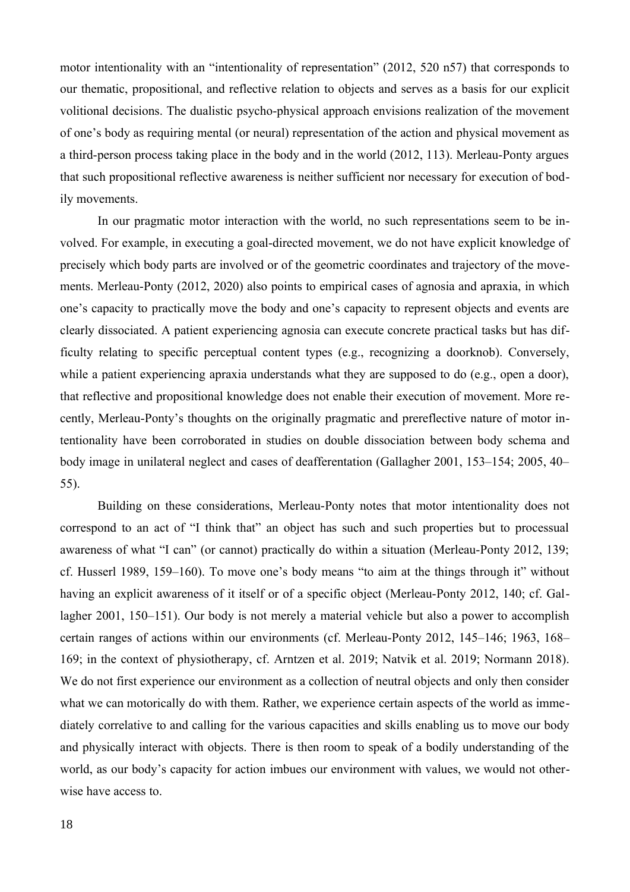motor intentionality with an "intentionality of representation" (2012, 520 n57) that corresponds to our thematic, propositional, and reflective relation to objects and serves as a basis for our explicit volitional decisions. The dualistic psycho-physical approach envisions realization of the movement of one's body as requiring mental (or neural) representation of the action and physical movement as a third-person process taking place in the body and in the world (2012, 113). Merleau-Ponty argues that such propositional reflective awareness is neither sufficient nor necessary for execution of bodily movements.

In our pragmatic motor interaction with the world, no such representations seem to be involved. For example, in executing a goal-directed movement, we do not have explicit knowledge of precisely which body parts are involved or of the geometric coordinates and trajectory of the movements. Merleau-Ponty (2012, 2020) also points to empirical cases of agnosia and apraxia, in which one's capacity to practically move the body and one's capacity to represent objects and events are clearly dissociated. A patient experiencing agnosia can execute concrete practical tasks but has difficulty relating to specific perceptual content types (e.g., recognizing a doorknob). Conversely, while a patient experiencing apraxia understands what they are supposed to do (e.g., open a door), that reflective and propositional knowledge does not enable their execution of movement. More recently, Merleau-Ponty's thoughts on the originally pragmatic and prereflective nature of motor intentionality have been corroborated in studies on double dissociation between body schema and body image in unilateral neglect and cases of deafferentation (Gallagher 2001, 153–154; 2005, 40–55).

Building on these considerations, Merleau-Ponty notes that motor intentionality does not correspond to an act of "I think that" an object has such and such properties but to processual awareness of what "I can" (or cannot) practically do within a situation (Merleau-Ponty 2012, 139; cf. Husserl 1989, 159–160). To move one's body means "to aim at the things through it" without having an explicit awareness of it itself or of a specific object (Merleau-Ponty 2012, 140; cf. Gallagher 2001, 150–151). Our body is not merely a material vehicle but also a power to accomplish certain ranges of actions within our environments (cf. Merleau-Ponty 2012, 145–146; 1963, 168–169; in the context of physiotherapy, cf. Arntzen et al. 2019; Natvik et al. 2019; Normann 2018). We do not first experience our environment as a collection of neutral objects and only then consider what we can motorically do with them. Rather, we experience certain aspects of the world as immediately correlative to and calling for the various capacities and skills enabling us to move our body and physically interact with objects. There is then room to speak of a bodily understanding of the world, as our body's capacity for action imbues our environment with values, we would not otherwise have access to.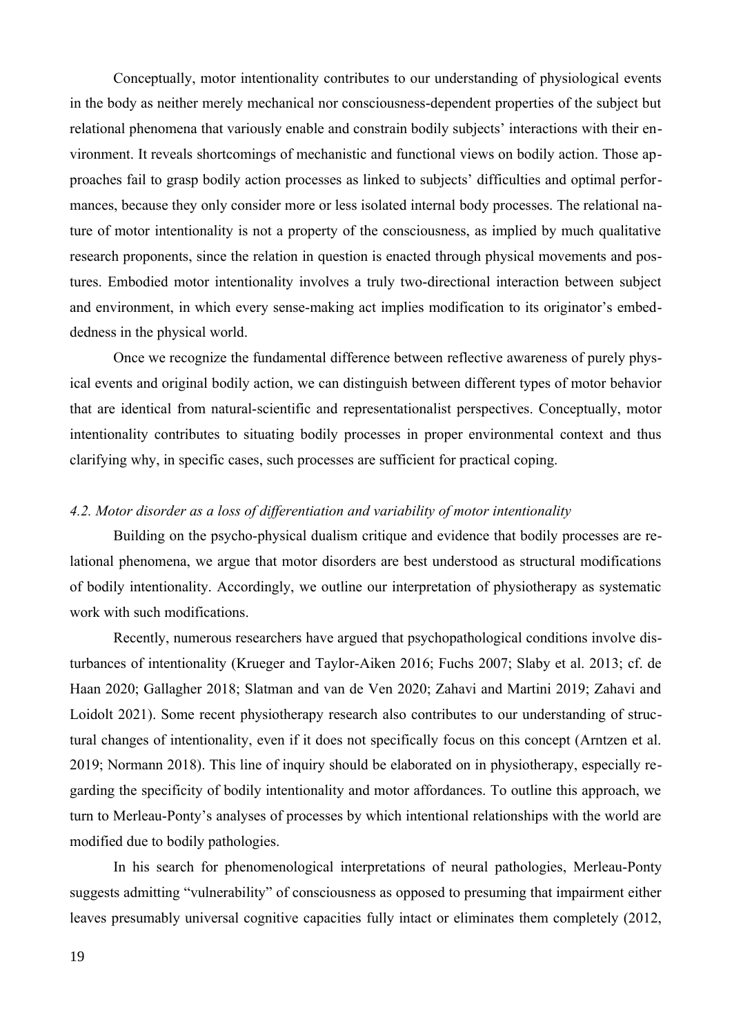Conceptually, motor intentionality contributes to our understanding of physiological events in the body as neither merely mechanical nor consciousness-dependent properties of the subject but relational phenomena that variously enable and constrain bodily subjects' interactions with their environment. It reveals shortcomings of mechanistic and functional views on bodily action. Those approaches fail to grasp bodily action processes as linked to subjects' difficulties and optimal performances, because they only consider more or less isolated internal body processes. The relational nature of motor intentionality is not a property of the consciousness, as implied by much qualitative research proponents, since the relation in question is enacted through physical movements and postures. Embodied motor intentionality involves a truly two-directional interaction between subject and environment, in which every sense-making act implies modification to its originator's embeddedness in the physical world.

Once we recognize the fundamental difference between reflective awareness of purely physical events and original bodily action, we can distinguish between different types of motor behavior that are identical from natural-scientific and representationalist perspectives. Conceptually, motor intentionality contributes to situating bodily processes in proper environmental context and thus clarifying why, in specific cases, such processes are sufficient for practical coping.

### *4.2. Motor disorder as a loss of differentiation and variability of motor intentionality*

Building on the psycho-physical dualism critique and evidence that bodily processes are relational phenomena, we argue that motor disorders are best understood as structural modifications of bodily intentionality. Accordingly, we outline our interpretation of physiotherapy as systematic work with such modifications.

Recently, numerous researchers have argued that psychopathological conditions involve disturbances of intentionality (Krueger and Taylor-Aiken 2016; Fuchs 2007; Slaby et al. 2013; cf. de Haan 2020; Gallagher 2018; Slatman and van de Ven 2020; Zahavi and Martini 2019; Zahavi and Loidolt 2021). Some recent physiotherapy research also contributes to our understanding of structural changes of intentionality, even if it does not specifically focus on this concept (Arntzen et al. 2019; Normann 2018). This line of inquiry should be elaborated on in physiotherapy, especially regarding the specificity of bodily intentionality and motor affordances. To outline this approach, we turn to Merleau-Ponty's analyses of processes by which intentional relationships with the world are modified due to bodily pathologies.

In his search for phenomenological interpretations of neural pathologies, Merleau-Ponty suggests admitting "vulnerability" of consciousness as opposed to presuming that impairment either leaves presumably universal cognitive capacities fully intact or eliminates them completely (2012,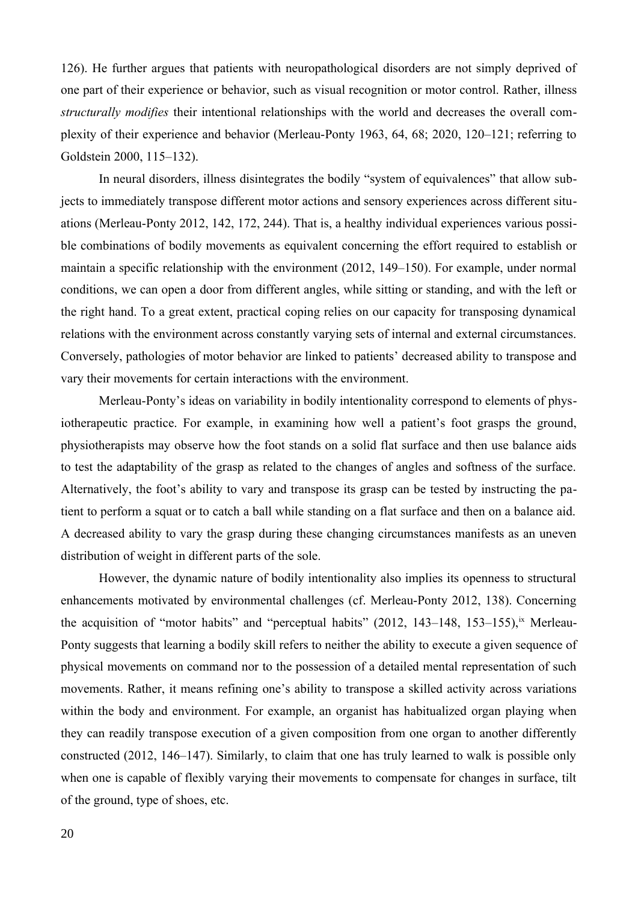126). He further argues that patients with neuropathological disorders are not simply deprived of one part of their experience or behavior, such as visual recognition or motor control. Rather, illness *structurally modifies* their intentional relationships with the world and decreases the overall complexity of their experience and behavior (Merleau-Ponty 1963, 64, 68; 2020, 120–121; referring to Goldstein 2000, 115–132).

In neural disorders, illness disintegrates the bodily "system of equivalences" that allow subjects to immediately transpose different motor actions and sensory experiences across different situations (Merleau-Ponty 2012, 142, 172, 244). That is, a healthy individual experiences various possible combinations of bodily movements as equivalent concerning the effort required to establish or maintain a specific relationship with the environment (2012, 149–150). For example, under normal conditions, we can open a door from different angles, while sitting or standing, and with the left or the right hand. To a great extent, practical coping relies on our capacity for transposing dynamical relations with the environment across constantly varying sets of internal and external circumstances. Conversely, pathologies of motor behavior are linked to patients' decreased ability to transpose and vary their movements for certain interactions with the environment.

Merleau-Ponty's ideas on variability in bodily intentionality correspond to elements of physiotherapeutic practice. For example, in examining how well a patient's foot grasps the ground, physiotherapists may observe how the foot stands on a solid flat surface and then use balance aids to test the adaptability of the grasp as related to the changes of angles and softness of the surface. Alternatively, the foot's ability to vary and transpose its grasp can be tested by instructing the patient to perform a squat or to catch a ball while standing on a flat surface and then on a balance aid. A decreased ability to vary the grasp during these changing circumstances manifests as an uneven distribution of weight in different parts of the sole.

However, the dynamic nature of bodily intentionality also implies its openness to structural enhancements motivated by environmental challenges (cf. Merleau-Ponty 2012, 138). Concerning the acquisition of "motor habits" and "perceptual habits" (2012, 143–148, 153–155),[ix] Merleau-Ponty suggests that learning a bodily skill refers to neither the ability to execute a given sequence of physical movements on command nor to the possession of a detailed mental representation of such movements. Rather, it means refining one's ability to transpose a skilled activity across variations within the body and environment. For example, an organist has habitualized organ playing when they can readily transpose execution of a given composition from one organ to another differently constructed (2012, 146–147). Similarly, to claim that one has truly learned to walk is possible only when one is capable of flexibly varying their movements to compensate for changes in surface, tilt of the ground, type of shoes, etc.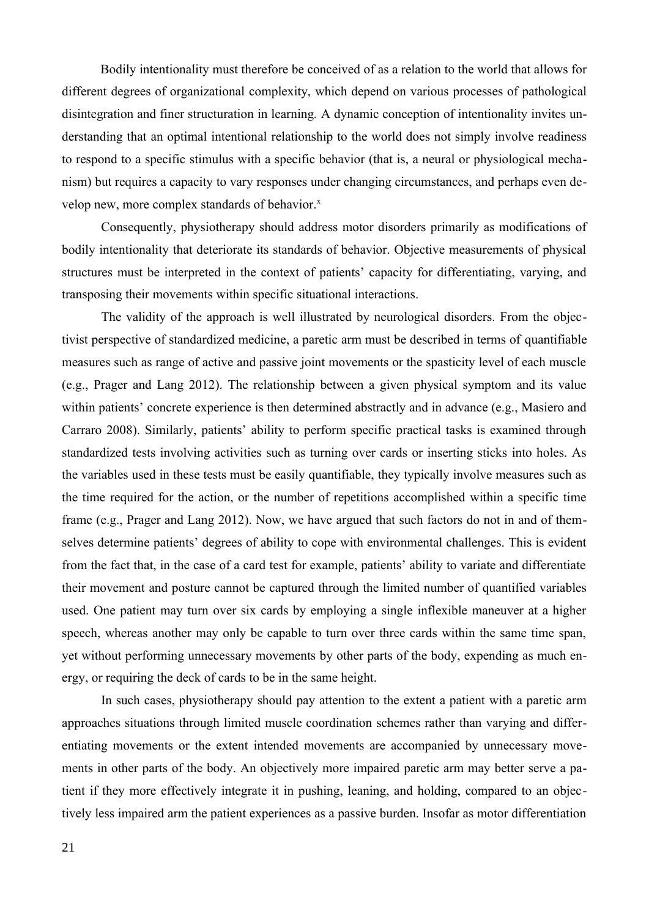Bodily intentionality must therefore be conceived of as a relation to the world that allows for different degrees of organizational complexity, which depend on various processes of pathological disintegration and finer structuration in learning. A dynamic conception of intentionality invites understanding that an optimal intentional relationship to the world does not simply involve readiness to respond to a specific stimulus with a specific behavior (that is, a neural or physiological mechanism) but requires a capacity to vary responses under changing circumstances, and perhaps even develop new, more complex standards of behavior.[x]

Consequently, physiotherapy should address motor disorders primarily as modifications of bodily intentionality that deteriorate its standards of behavior. Objective measurements of physical structures must be interpreted in the context of patients' capacity for differentiating, varying, and transposing their movements within specific situational interactions.

The validity of the approach is well illustrated by neurological disorders. From the objectivist perspective of standardized medicine, a paretic arm must be described in terms of quantifiable measures such as range of active and passive joint movements or the spasticity level of each muscle (e.g., Prager and Lang 2012). The relationship between a given physical symptom and its value within patients' concrete experience is then determined abstractly and in advance (e.g., Masiero and Carraro 2008). Similarly, patients' ability to perform specific practical tasks is examined through standardized tests involving activities such as turning over cards or inserting sticks into holes. As the variables used in these tests must be easily quantifiable, they typically involve measures such as the time required for the action, or the number of repetitions accomplished within a specific time frame (e.g., Prager and Lang 2012). Now, we have argued that such factors do not in and of themselves determine patients' degrees of ability to cope with environmental challenges. This is evident from the fact that, in the case of a card test for example, patients' ability to variate and differentiate their movement and posture cannot be captured through the limited number of quantified variables used. One patient may turn over six cards by employing a single inflexible maneuver at a higher speech, whereas another may only be capable to turn over three cards within the same time span, yet without performing unnecessary movements by other parts of the body, expending as much energy, or requiring the deck of cards to be in the same height.

In such cases, physiotherapy should pay attention to the extent a patient with a paretic arm approaches situations through limited muscle coordination schemes rather than varying and differentiating movements or the extent intended movements are accompanied by unnecessary movements in other parts of the body. An objectively more impaired paretic arm may better serve a patient if they more effectively integrate it in pushing, leaning, and holding, compared to an objectively less impaired arm the patient experiences as a passive burden. Insofar as motor differentiation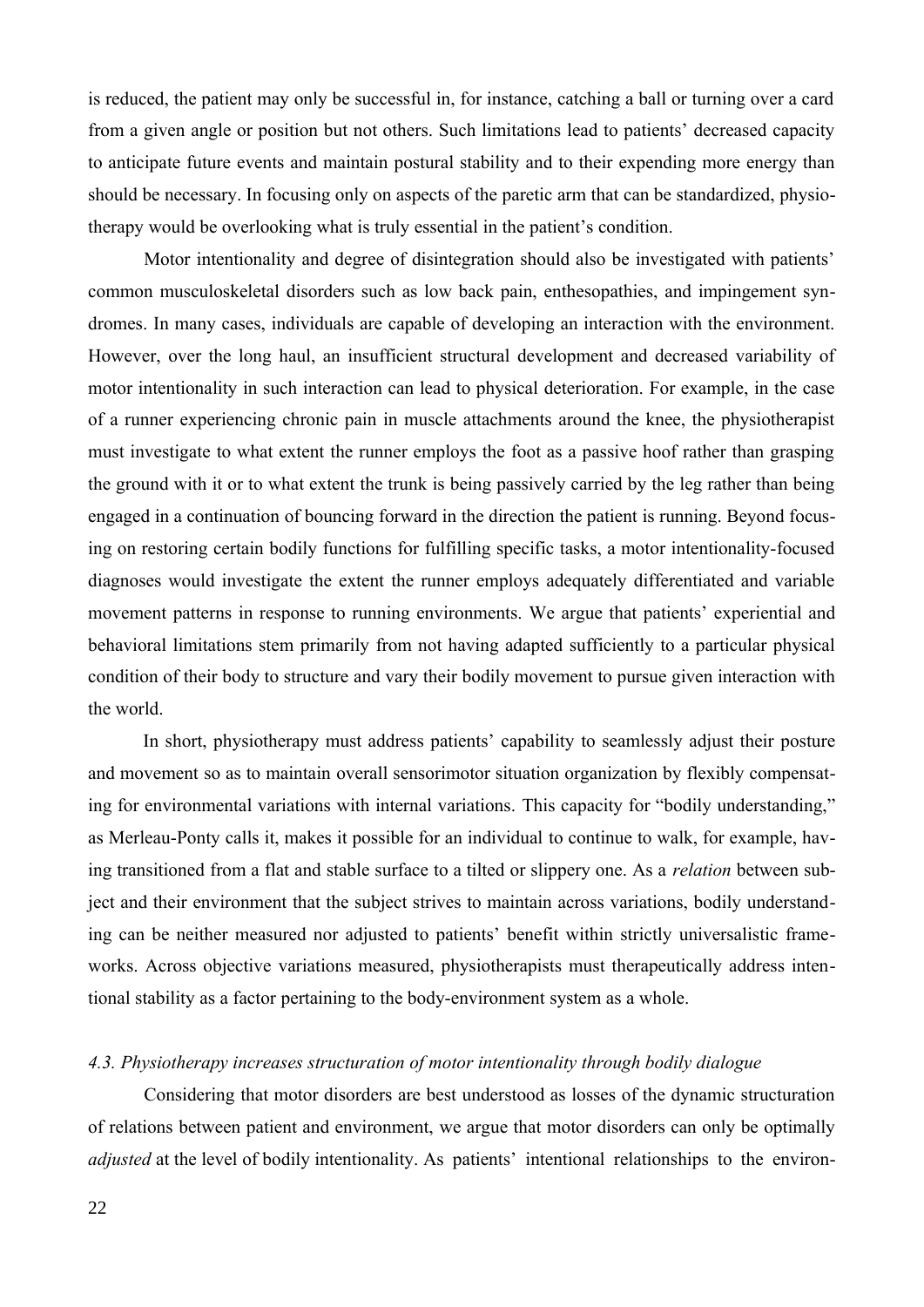is reduced, the patient may only be successful in, for instance, catching a ball or turning over a card from a given angle or position but not others. Such limitations lead to patients' decreased capacity to anticipate future events and maintain postural stability and to their expending more energy than should be necessary. In focusing only on aspects of the paretic arm that can be standardized, physiotherapy would be overlooking what is truly essential in the patient's condition.

Motor intentionality and degree of disintegration should also be investigated with patients' common musculoskeletal disorders such as low back pain, enthesopathies, and impingement syndromes. In many cases, individuals are capable of developing an interaction with the environment. However, over the long haul, an insufficient structural development and decreased variability of motor intentionality in such interaction can lead to physical deterioration. For example, in the case of a runner experiencing chronic pain in muscle attachments around the knee, the physiotherapist must investigate to what extent the runner employs the foot as a passive hoof rather than grasping the ground with it or to what extent the trunk is being passively carried by the leg rather than being engaged in a continuation of bouncing forward in the direction the patient is running. Beyond focusing on restoring certain bodily functions for fulfilling specific tasks, a motor intentionality-focused diagnoses would investigate the extent the runner employs adequately differentiated and variable movement patterns in response to running environments. We argue that patients' experiential and behavioral limitations stem primarily from not having adapted sufficiently to a particular physical condition of their body to structure and vary their bodily movement to pursue given interaction with the world.

In short, physiotherapy must address patients' capability to seamlessly adjust their posture and movement so as to maintain overall sensorimotor situation organization by flexibly compensating for environmental variations with internal variations. This capacity for "bodily understanding," as Merleau-Ponty calls it, makes it possible for an individual to continue to walk, for example, having transitioned from a flat and stable surface to a tilted or slippery one. As a *relation* between subject and their environment that the subject strives to maintain across variations, bodily understanding can be neither measured nor adjusted to patients' benefit within strictly universalistic frameworks. Across objective variations measured, physiotherapists must therapeutically address intentional stability as a factor pertaining to the body-environment system as a whole.

### *4.3. Physiotherapy increases structuration of motor intentionality through bodily dialogue*

Considering that motor disorders are best understood as losses of the dynamic structuration of relations between patient and environment, we argue that motor disorders can only be optimally *adjusted* at the level of bodily intentionality. As patients' intentional relationships to the environ-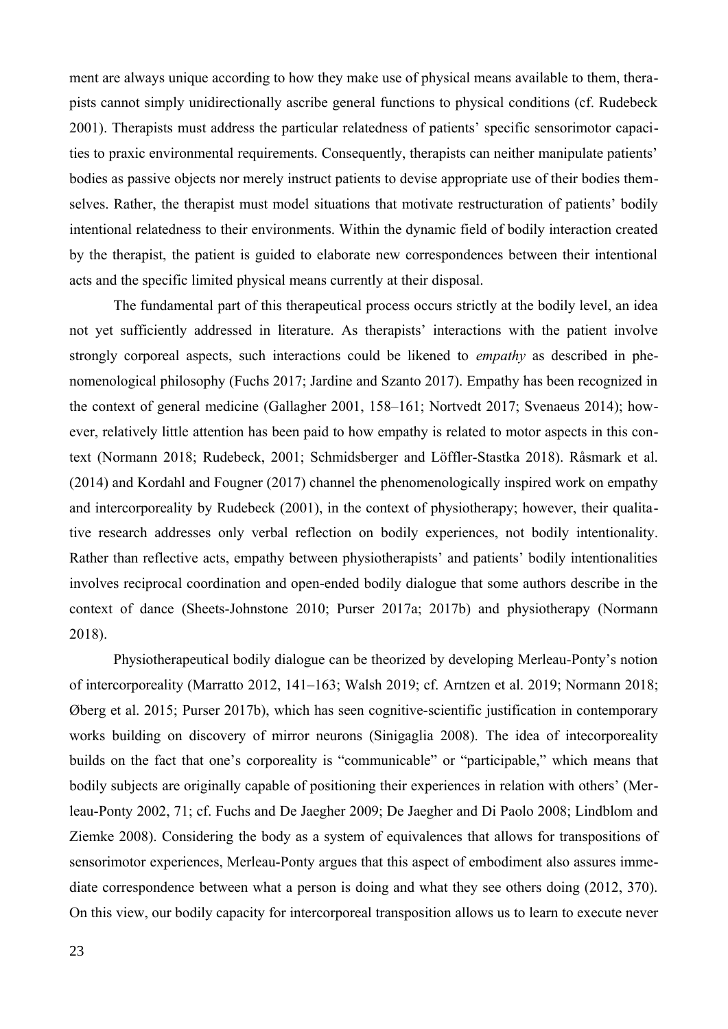ment are always unique according to how they make use of physical means available to them, therapists cannot simply unidirectionally ascribe general functions to physical conditions (cf. Rudebeck 2001). Therapists must address the particular relatedness of patients' specific sensorimotor capacities to praxic environmental requirements. Consequently, therapists can neither manipulate patients' bodies as passive objects nor merely instruct patients to devise appropriate use of their bodies themselves. Rather, the therapist must model situations that motivate restructuration of patients' bodily intentional relatedness to their environments. Within the dynamic field of bodily interaction created by the therapist, the patient is guided to elaborate new correspondences between their intentional acts and the specific limited physical means currently at their disposal.

The fundamental part of this therapeutical process occurs strictly at the bodily level, an idea not yet sufficiently addressed in literature. As therapists' interactions with the patient involve strongly corporeal aspects, such interactions could be likened to *empathy* as described in phenomenological philosophy (Fuchs 2017; Jardine and Szanto 2017). Empathy has been recognized in the context of general medicine (Gallagher 2001, 158–161; Nortvedt 2017; Svenaeus 2014); however, relatively little attention has been paid to how empathy is related to motor aspects in this context (Normann 2018; Rudebeck, 2001; Schmidsberger and Löffler-Stastka 2018). Råsmark et al. (2014) and Kordahl and Fougner (2017) channel the phenomenologically inspired work on empathy and intercorporeality by Rudebeck (2001), in the context of physiotherapy; however, their qualitative research addresses only verbal reflection on bodily experiences, not bodily intentionality. Rather than reflective acts, empathy between physiotherapists' and patients' bodily intentionalities involves reciprocal coordination and open-ended bodily dialogue that some authors describe in the context of dance (Sheets-Johnstone 2010; Purser 2017a; 2017b) and physiotherapy (Normann 2018).

Physiotherapeutical bodily dialogue can be theorized by developing Merleau-Ponty's notion of intercorporeality (Marratto 2012, 141–163; Walsh 2019; cf. Arntzen et al. 2019; Normann 2018; Øberg et al. 2015; Purser 2017b), which has seen cognitive-scientific justification in contemporary works building on discovery of mirror neurons (Sinigaglia 2008). The idea of intecorporeality builds on the fact that one's corporeality is "communicable" or "participable," which means that bodily subjects are originally capable of positioning their experiences in relation with others' (Merleau-Ponty 2002, 71; cf. Fuchs and De Jaegher 2009; De Jaegher and Di Paolo 2008; Lindblom and Ziemke 2008). Considering the body as a system of equivalences that allows for transpositions of sensorimotor experiences, Merleau-Ponty argues that this aspect of embodiment also assures immediate correspondence between what a person is doing and what they see others doing (2012, 370). On this view, our bodily capacity for intercorporeal transposition allows us to learn to execute never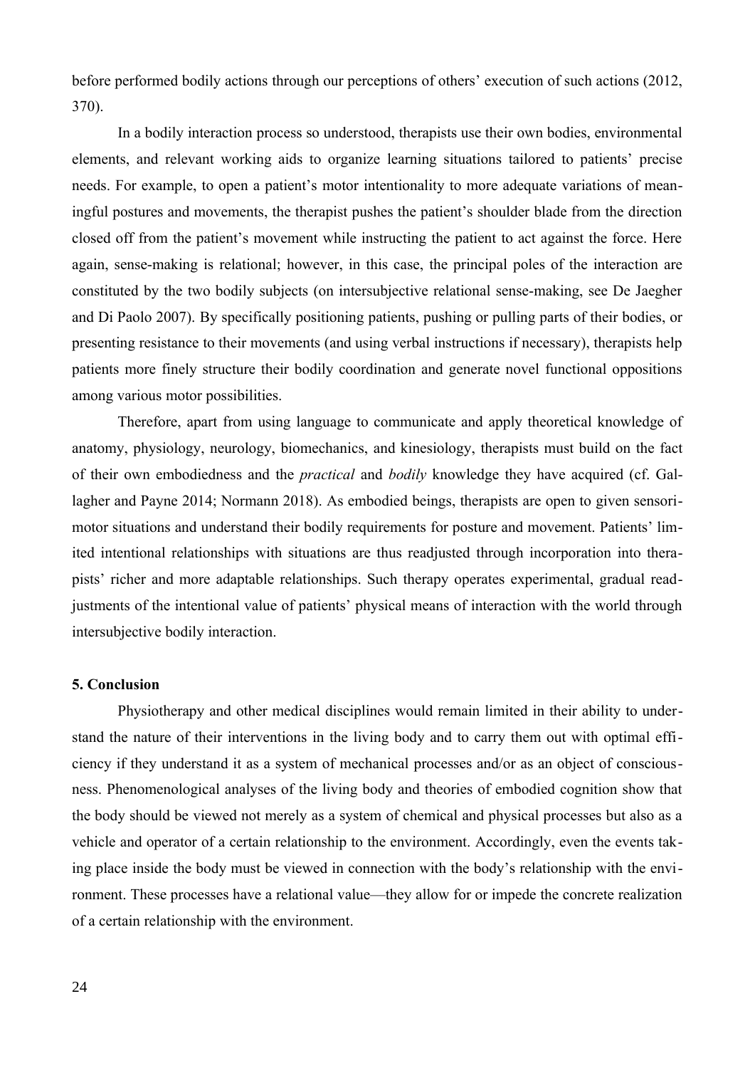before performed bodily actions through our perceptions of others' execution of such actions (2012, 370).

In a bodily interaction process so understood, therapists use their own bodies, environmental elements, and relevant working aids to organize learning situations tailored to patients' precise needs. For example, to open a patient's motor intentionality to more adequate variations of meaningful postures and movements, the therapist pushes the patient's shoulder blade from the direction closed off from the patient's movement while instructing the patient to act against the force. Here again, sense-making is relational; however, in this case, the principal poles of the interaction are constituted by the two bodily subjects (on intersubjective relational sense-making, see De Jaegher and Di Paolo 2007). By specifically positioning patients, pushing or pulling parts of their bodies, or presenting resistance to their movements (and using verbal instructions if necessary), therapists help patients more finely structure their bodily coordination and generate novel functional oppositions among various motor possibilities.

Therefore, apart from using language to communicate and apply theoretical knowledge of anatomy, physiology, neurology, biomechanics, and kinesiology, therapists must build on the fact of their own embodiedness and the *practical* and *bodily* knowledge they have acquired (cf. Gallagher and Payne 2014; Normann 2018). As embodied beings, therapists are open to given sensorimotor situations and understand their bodily requirements for posture and movement. Patients' limited intentional relationships with situations are thus readjusted through incorporation into therapists' richer and more adaptable relationships. Such therapy operates experimental, gradual readjustments of the intentional value of patients' physical means of interaction with the world through intersubjective bodily interaction.

## 5. Conclusion

Physiotherapy and other medical disciplines would remain limited in their ability to understand the nature of their interventions in the living body and to carry them out with optimal efficiency if they understand it as a system of mechanical processes and/or as an object of consciousness. Phenomenological analyses of the living body and theories of embodied cognition show that the body should be viewed not merely as a system of chemical and physical processes but also as a vehicle and operator of a certain relationship to the environment. Accordingly, even the events taking place inside the body must be viewed in connection with the body's relationship with the environment. These processes have a relational value—they allow for or impede the concrete realization of a certain relationship with the environment.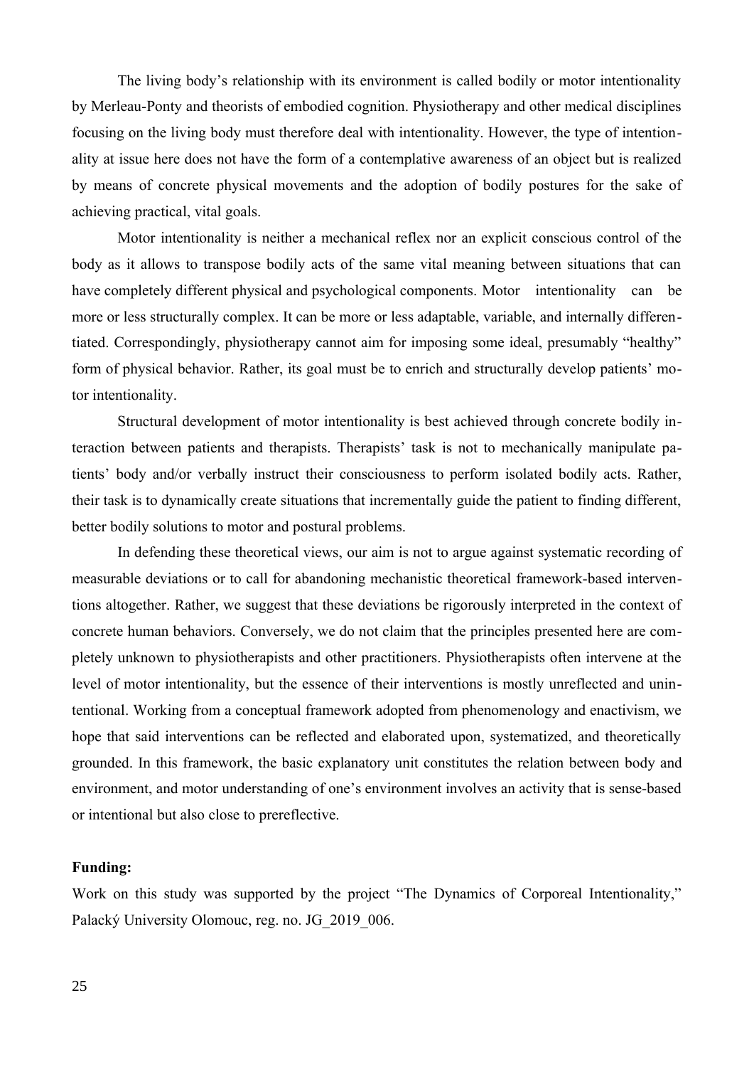The living body's relationship with its environment is called bodily or motor intentionality by Merleau-Ponty and theorists of embodied cognition. Physiotherapy and other medical disciplines focusing on the living body must therefore deal with intentionality. However, the type of intentionality at issue here does not have the form of a contemplative awareness of an object but is realized by means of concrete physical movements and the adoption of bodily postures for the sake of achieving practical, vital goals.

Motor intentionality is neither a mechanical reflex nor an explicit conscious control of the body as it allows to transpose bodily acts of the same vital meaning between situations that can have completely different physical and psychological components. Motor intentionality can be more or less structurally complex. It can be more or less adaptable, variable, and internally differentiated. Correspondingly, physiotherapy cannot aim for imposing some ideal, presumably "healthy" form of physical behavior. Rather, its goal must be to enrich and structurally develop patients' motor intentionality.

Structural development of motor intentionality is best achieved through concrete bodily interaction between patients and therapists. Therapists' task is not to mechanically manipulate patients' body and/or verbally instruct their consciousness to perform isolated bodily acts. Rather, their task is to dynamically create situations that incrementally guide the patient to finding different, better bodily solutions to motor and postural problems.

In defending these theoretical views, our aim is not to argue against systematic recording of measurable deviations or to call for abandoning mechanistic theoretical framework-based interventions altogether. Rather, we suggest that these deviations be rigorously interpreted in the context of concrete human behaviors. Conversely, we do not claim that the principles presented here are completely unknown to physiotherapists and other practitioners. Physiotherapists often intervene at the level of motor intentionality, but the essence of their interventions is mostly unreflected and unintentional. Working from a conceptual framework adopted from phenomenology and enactivism, we hope that said interventions can be reflected and elaborated upon, systematized, and theoretically grounded. In this framework, the basic explanatory unit constitutes the relation between body and environment, and motor understanding of one's environment involves an activity that is sense-based or intentional but also close to prereflective.

**Funding:**

Work on this study was supported by the project "The Dynamics of Corporeal Intentionality," Palacký University Olomouc, reg. no. JG_2019_006.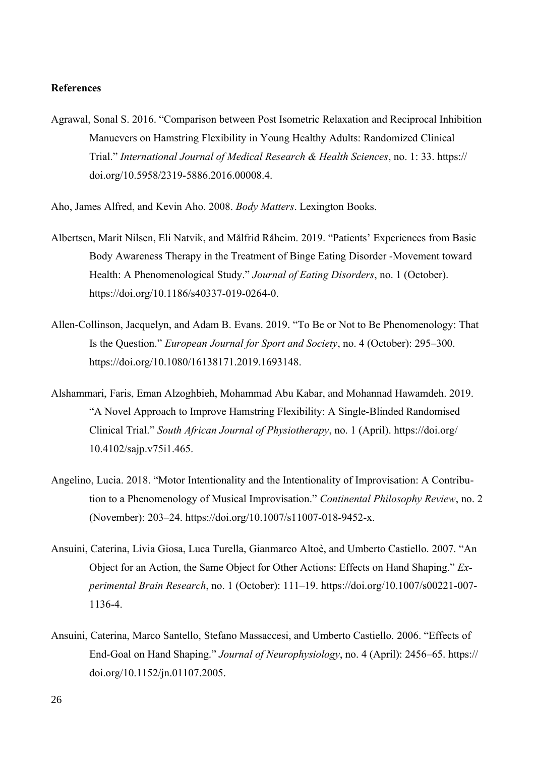**References**

Agrawal, Sonal S. 2016. "Comparison between Post Isometric Relaxation and Reciprocal Inhibition Manuevers on Hamstring Flexibility in Young Healthy Adults: Randomized Clinical Trial." *International Journal of Medical Research & Health Sciences*, no. 1: 33. https://doi.org/10.5958/2319-5886.2016.00008.4.

Aho, James Alfred, and Kevin Aho. 2008. *Body Matters*. Lexington Books.

Albertsen, Marit Nilsen, Eli Natvik, and Målfrid Råheim. 2019. "Patients' Experiences from Basic Body Awareness Therapy in the Treatment of Binge Eating Disorder -Movement toward Health: A Phenomenological Study." *Journal of Eating Disorders*, no. 1 (October). https://doi.org/10.1186/s40337-019-0264-0.

Allen-Collinson, Jacquelyn, and Adam B. Evans. 2019. "To Be or Not to Be Phenomenology: That Is the Question." *European Journal for Sport and Society*, no. 4 (October): 295–300. https://doi.org/10.1080/16138171.2019.1693148.

Alshammari, Faris, Eman Alzoghbieh, Mohammad Abu Kabar, and Mohannad Hawamdeh. 2019. "A Novel Approach to Improve Hamstring Flexibility: A Single-Blinded Randomised Clinical Trial." *South African Journal of Physiotherapy*, no. 1 (April). https://doi.org/10.4102/sajp.v75i1.465.

Angelino, Lucia. 2018. "Motor Intentionality and the Intentionality of Improvisation: A Contribution to a Phenomenology of Musical Improvisation." *Continental Philosophy Review*, no. 2 (November): 203–24. https://doi.org/10.1007/s11007-018-9452-x.

Ansuini, Caterina, Livia Giosa, Luca Turella, Gianmarco Altoè, and Umberto Castiello. 2007. "An Object for an Action, the Same Object for Other Actions: Effects on Hand Shaping." *Experimental Brain Research*, no. 1 (October): 111–19. https://doi.org/10.1007/s00221-007-1136-4.

Ansuini, Caterina, Marco Santello, Stefano Massaccesi, and Umberto Castiello. 2006. "Effects of End-Goal on Hand Shaping." *Journal of Neurophysiology*, no. 4 (April): 2456–65. https://doi.org/10.1152/jn.01107.2005.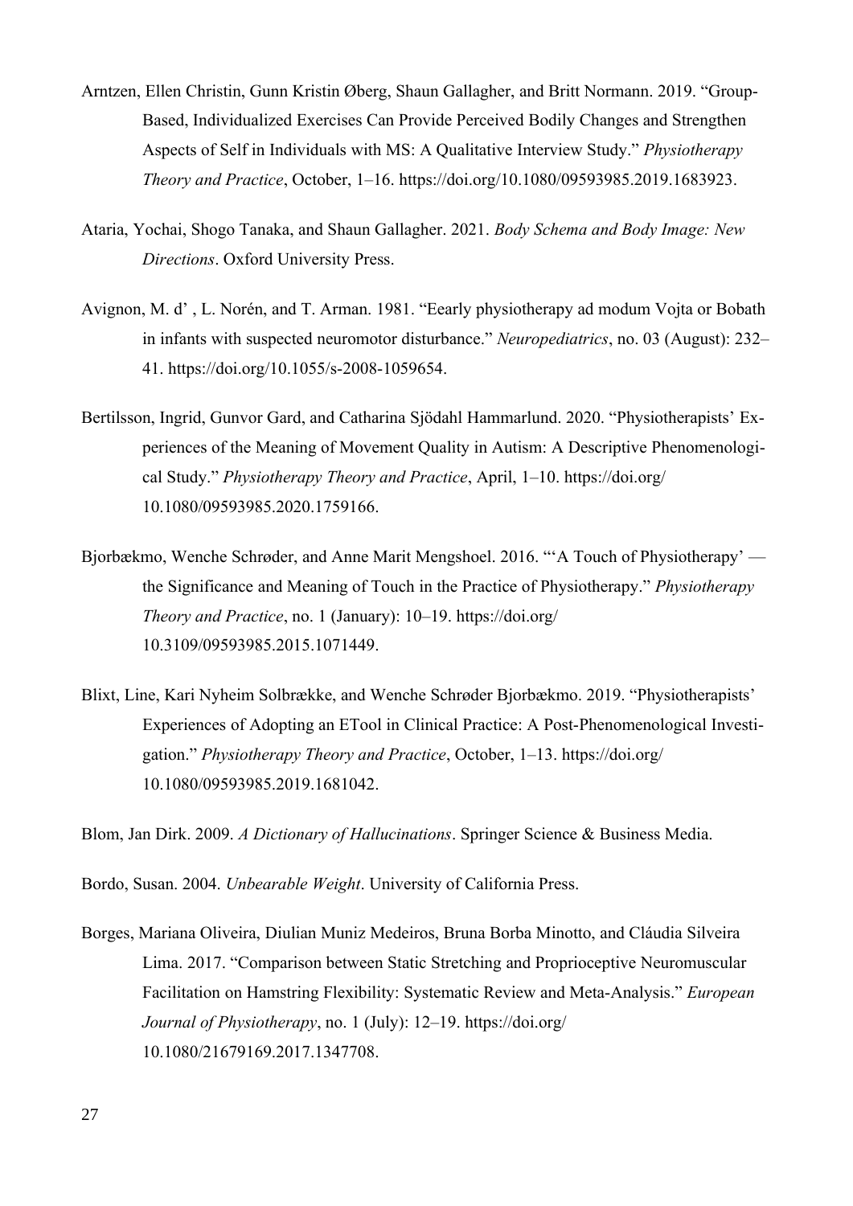Arntzen, Ellen Christin, Gunn Kristin Øberg, Shaun Gallagher, and Britt Normann. 2019. "Group-Based, Individualized Exercises Can Provide Perceived Bodily Changes and Strengthen Aspects of Self in Individuals with MS: A Qualitative Interview Study." *Physiotherapy Theory and Practice*, October, 1–16. https://doi.org/10.1080/09593985.2019.1683923.

Ataria, Yochai, Shogo Tanaka, and Shaun Gallagher. 2021. *Body Schema and Body Image: New Directions*. Oxford University Press.

Avignon, M. d' , L. Norén, and T. Arman. 1981. "Eearly physiotherapy ad modum Vojta or Bobath in infants with suspected neuromotor disturbance." *Neuropediatrics*, no. 03 (August): 232–41. https://doi.org/10.1055/s-2008-1059654.

Bertilsson, Ingrid, Gunvor Gard, and Catharina Sjödahl Hammarlund. 2020. "Physiotherapists' Experiences of the Meaning of Movement Quality in Autism: A Descriptive Phenomenological Study." *Physiotherapy Theory and Practice*, April, 1–10. https://doi.org/10.1080/09593985.2020.1759166.

Bjorbækmo, Wenche Schrøder, and Anne Marit Mengshoel. 2016. "'A Touch of Physiotherapy' — the Significance and Meaning of Touch in the Practice of Physiotherapy." *Physiotherapy Theory and Practice*, no. 1 (January): 10–19. https://doi.org/10.3109/09593985.2015.1071449.

Blixt, Line, Kari Nyheim Solbrække, and Wenche Schrøder Bjorbækmo. 2019. "Physiotherapists' Experiences of Adopting an ETool in Clinical Practice: A Post-Phenomenological Investigation." *Physiotherapy Theory and Practice*, October, 1–13. https://doi.org/10.1080/09593985.2019.1681042.

Blom, Jan Dirk. 2009. *A Dictionary of Hallucinations*. Springer Science & Business Media.

Bordo, Susan. 2004. *Unbearable Weight*. University of California Press.

Borges, Mariana Oliveira, Diulian Muniz Medeiros, Bruna Borba Minotto, and Cláudia Silveira Lima. 2017. "Comparison between Static Stretching and Proprioceptive Neuromuscular Facilitation on Hamstring Flexibility: Systematic Review and Meta-Analysis." *European Journal of Physiotherapy*, no. 1 (July): 12–19. https://doi.org/10.1080/21679169.2017.1347708.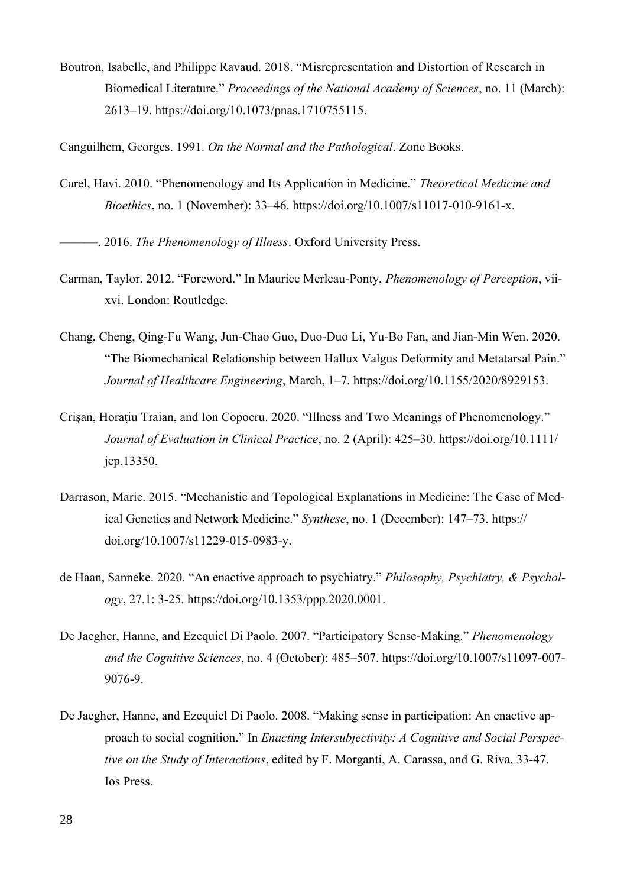Boutron, Isabelle, and Philippe Ravaud. 2018. “Misrepresentation and Distortion of Research in Biomedical Literature.” *Proceedings of the National Academy of Sciences*, no. 11 (March): 2613–19. https://doi.org/10.1073/pnas.1710755115.

Canguilhem, Georges. 1991. *On the Normal and the Pathological*. Zone Books.

Carel, Havi. 2010. “Phenomenology and Its Application in Medicine.” *Theoretical Medicine and Bioethics*, no. 1 (November): 33–46. https://doi.org/10.1007/s11017-010-9161-x.

———. 2016. *The Phenomenology of Illness*. Oxford University Press.

Carman, Taylor. 2012. “Foreword.” In Maurice Merleau-Ponty, *Phenomenology of Perception*, vii-xvi. London: Routledge.

Chang, Cheng, Qing-Fu Wang, Jun-Chao Guo, Duo-Duo Li, Yu-Bo Fan, and Jian-Min Wen. 2020. “The Biomechanical Relationship between Hallux Valgus Deformity and Metatarsal Pain.” *Journal of Healthcare Engineering*, March, 1–7. https://doi.org/10.1155/2020/8929153.

Crişan, Horaţiu Traian, and Ion Copoeru. 2020. “Illness and Two Meanings of Phenomenology.” *Journal of Evaluation in Clinical Practice*, no. 2 (April): 425–30. https://doi.org/10.1111/jep.13350.

Darrason, Marie. 2015. “Mechanistic and Topological Explanations in Medicine: The Case of Medical Genetics and Network Medicine.” *Synthese*, no. 1 (December): 147–73. https://doi.org/10.1007/s11229-015-0983-y.

de Haan, Sanneke. 2020. “An enactive approach to psychiatry.” *Philosophy, Psychiatry, & Psychology*, 27.1: 3-25. https://doi.org/10.1353/ppp.2020.0001.

De Jaegher, Hanne, and Ezequiel Di Paolo. 2007. “Participatory Sense-Making.” *Phenomenology and the Cognitive Sciences*, no. 4 (October): 485–507. https://doi.org/10.1007/s11097-007-9076-9.

De Jaegher, Hanne, and Ezequiel Di Paolo. 2008. “Making sense in participation: An enactive approach to social cognition.” In *Enacting Intersubjectivity: A Cognitive and Social Perspective on the Study of Interactions*, edited by F. Morganti, A. Carassa, and G. Riva, 33-47. Ios Press.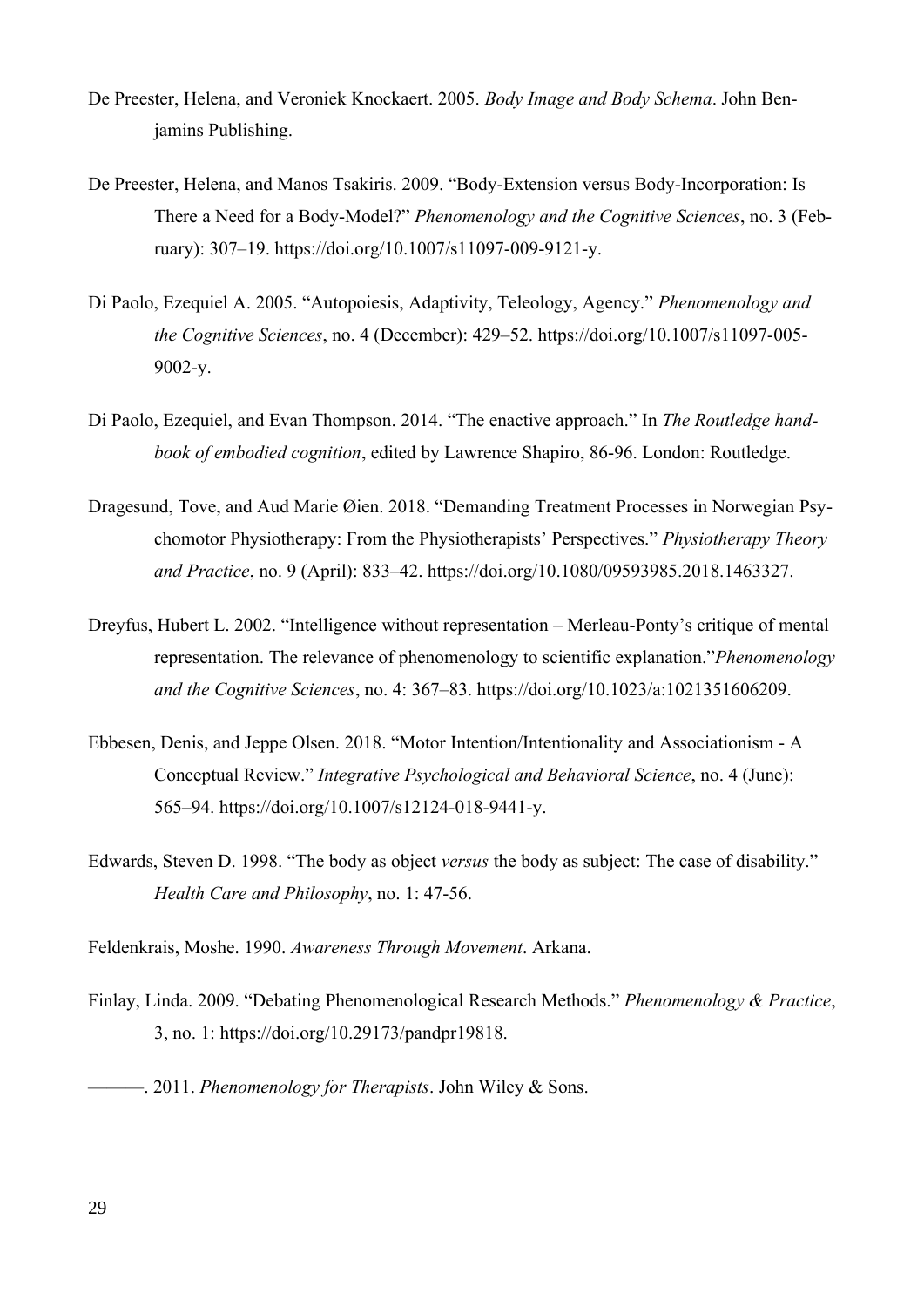De Preester, Helena, and Veroniek Knockaert. 2005. *Body Image and Body Schema*. John Benjamins Publishing.

De Preester, Helena, and Manos Tsakiris. 2009. "Body-Extension versus Body-Incorporation: Is There a Need for a Body-Model?" *Phenomenology and the Cognitive Sciences*, no. 3 (February): 307–19. https://doi.org/10.1007/s11097-009-9121-y.

Di Paolo, Ezequiel A. 2005. "Autopoiesis, Adaptivity, Teleology, Agency." *Phenomenology and the Cognitive Sciences*, no. 4 (December): 429–52. https://doi.org/10.1007/s11097-005-9002-y.

Di Paolo, Ezequiel, and Evan Thompson. 2014. "The enactive approach." In *The Routledge handbook of embodied cognition*, edited by Lawrence Shapiro, 86-96. London: Routledge.

Dragesund, Tove, and Aud Marie Øien. 2018. "Demanding Treatment Processes in Norwegian Psychomotor Physiotherapy: From the Physiotherapists' Perspectives." *Physiotherapy Theory and Practice*, no. 9 (April): 833–42. https://doi.org/10.1080/09593985.2018.1463327.

Dreyfus, Hubert L. 2002. "Intelligence without representation – Merleau-Ponty's critique of mental representation. The relevance of phenomenology to scientific explanation."*Phenomenology and the Cognitive Sciences*, no. 4: 367–83. https://doi.org/10.1023/a:1021351606209.

Ebbesen, Denis, and Jeppe Olsen. 2018. "Motor Intention/Intentionality and Associationism - A Conceptual Review." *Integrative Psychological and Behavioral Science*, no. 4 (June): 565–94. https://doi.org/10.1007/s12124-018-9441-y.

Edwards, Steven D. 1998. "The body as object *versus* the body as subject: The case of disability." *Health Care and Philosophy*, no. 1: 47-56.

Feldenkrais, Moshe. 1990. *Awareness Through Movement*. Arkana.

Finlay, Linda. 2009. "Debating Phenomenological Research Methods." *Phenomenology & Practice*, 3, no. 1: https://doi.org/10.29173/pandpr19818.

———. 2011. *Phenomenology for Therapists*. John Wiley & Sons.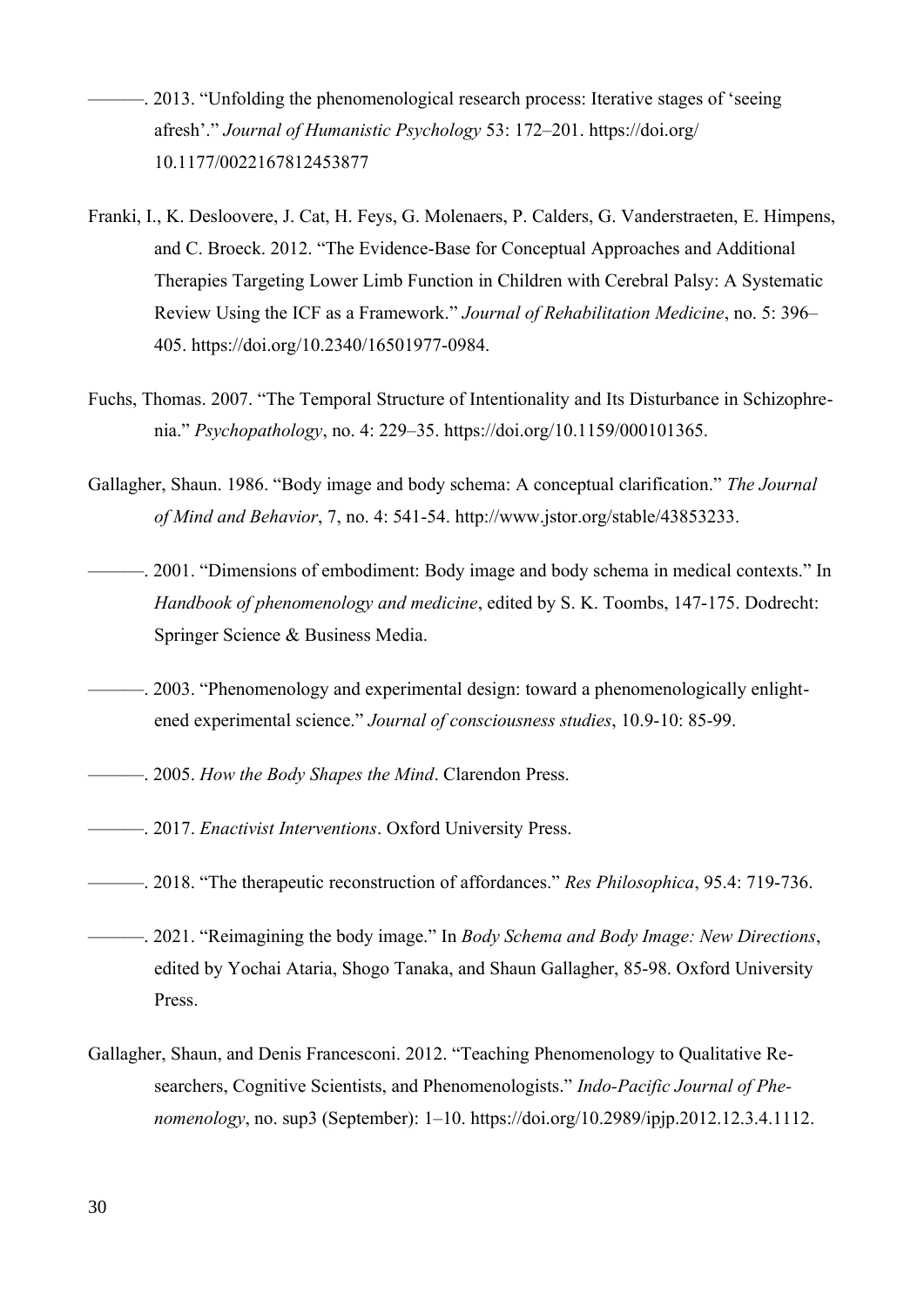———. 2013. “Unfolding the phenomenological research process: Iterative stages of ‘seeing afresh’.” *Journal of Humanistic Psychology* 53: 172–201. https://doi.org/ 10.1177/0022167812453877

Franki, I., K. Desloovere, J. Cat, H. Feys, G. Molenaers, P. Calders, G. Vanderstraeten, E. Himpens, and C. Broeck. 2012. “The Evidence-Base for Conceptual Approaches and Additional Therapies Targeting Lower Limb Function in Children with Cerebral Palsy: A Systematic Review Using the ICF as a Framework.” *Journal of Rehabilitation Medicine*, no. 5: 396–405. https://doi.org/10.2340/16501977-0984.

Fuchs, Thomas. 2007. “The Temporal Structure of Intentionality and Its Disturbance in Schizophrenia.” *Psychopathology*, no. 4: 229–35. https://doi.org/10.1159/000101365.

Gallagher, Shaun. 1986. “Body image and body schema: A conceptual clarification.” *The Journal of Mind and Behavior*, 7, no. 4: 541-54. http://www.jstor.org/stable/43853233.

———. 2001. “Dimensions of embodiment: Body image and body schema in medical contexts.” In *Handbook of phenomenology and medicine*, edited by S. K. Toombs, 147-175. Dodrecht: Springer Science & Business Media.

———. 2003. “Phenomenology and experimental design: toward a phenomenologically enlightened experimental science.” *Journal of consciousness studies*, 10.9-10: 85-99.

———. 2005. *How the Body Shapes the Mind*. Clarendon Press.

———. 2017. *Enactivist Interventions*. Oxford University Press.

———. 2018. “The therapeutic reconstruction of affordances.” *Res Philosophica*, 95.4: 719-736.

———. 2021. “Reimagining the body image.” In *Body Schema and Body Image: New Directions*, edited by Yochai Ataria, Shogo Tanaka, and Shaun Gallagher, 85-98. Oxford University Press.

Gallagher, Shaun, and Denis Francesconi. 2012. “Teaching Phenomenology to Qualitative Researchers, Cognitive Scientists, and Phenomenologists.” *Indo-Pacific Journal of Phenomenology*, no. sup3 (September): 1–10. https://doi.org/10.2989/ipjp.2012.12.3.4.1112.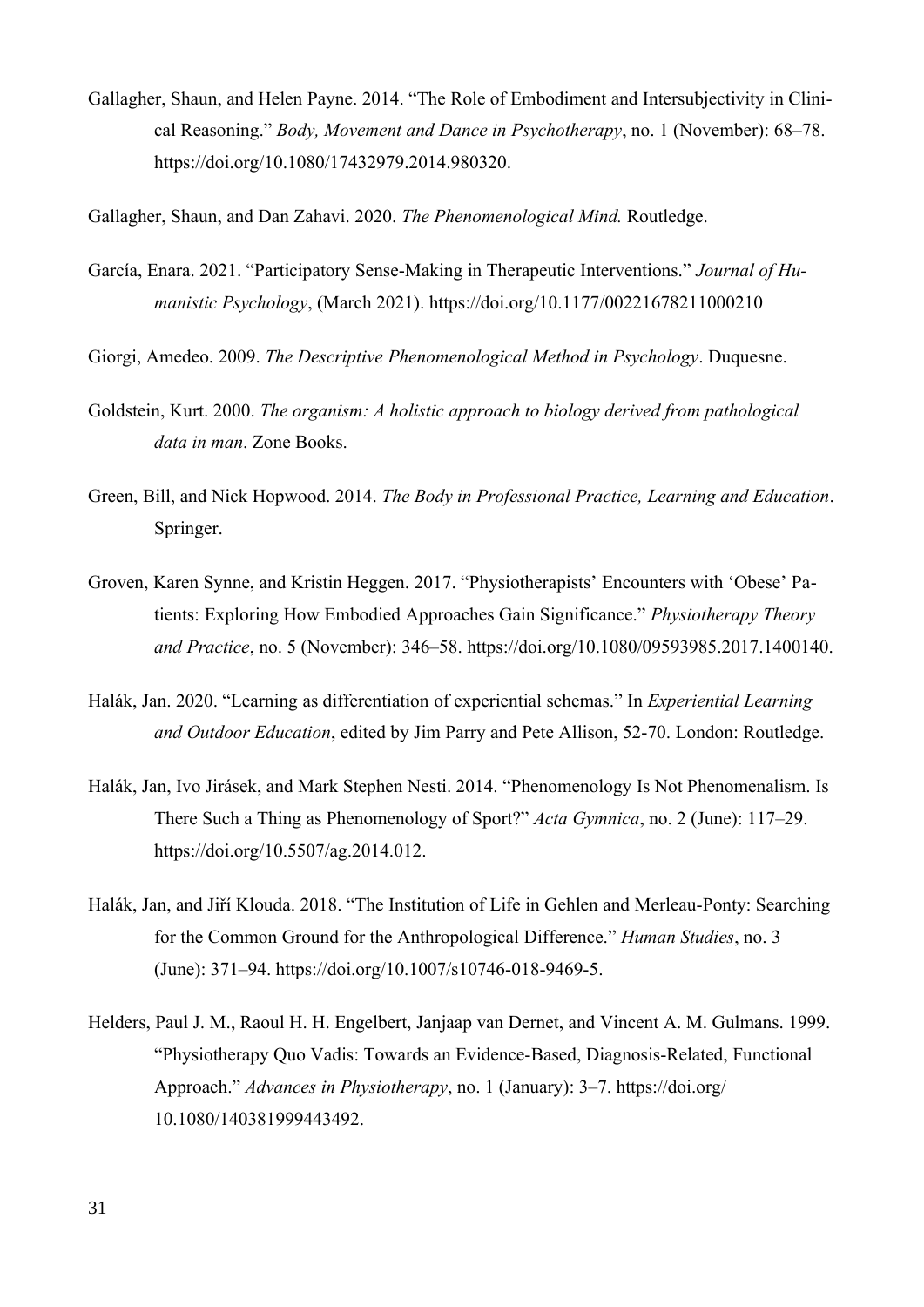Gallagher, Shaun, and Helen Payne. 2014. "The Role of Embodiment and Intersubjectivity in Clinical Reasoning." *Body, Movement and Dance in Psychotherapy*, no. 1 (November): 68–78. https://doi.org/10.1080/17432979.2014.980320.

Gallagher, Shaun, and Dan Zahavi. 2020. *The Phenomenological Mind.* Routledge.

García, Enara. 2021. "Participatory Sense-Making in Therapeutic Interventions." *Journal of Humanistic Psychology*, (March 2021). https://doi.org/10.1177/00221678211000210

Giorgi, Amedeo. 2009. *The Descriptive Phenomenological Method in Psychology*. Duquesne.

Goldstein, Kurt. 2000. *The organism: A holistic approach to biology derived from pathological data in man*. Zone Books.

Green, Bill, and Nick Hopwood. 2014. *The Body in Professional Practice, Learning and Education*. Springer.

Groven, Karen Synne, and Kristin Heggen. 2017. "Physiotherapists' Encounters with 'Obese' Patients: Exploring How Embodied Approaches Gain Significance." *Physiotherapy Theory and Practice*, no. 5 (November): 346–58. https://doi.org/10.1080/09593985.2017.1400140.

Halák, Jan. 2020. "Learning as differentiation of experiential schemas." In *Experiential Learning and Outdoor Education*, edited by Jim Parry and Pete Allison, 52-70. London: Routledge.

Halák, Jan, Ivo Jirásek, and Mark Stephen Nesti. 2014. "Phenomenology Is Not Phenomenalism. Is There Such a Thing as Phenomenology of Sport?" *Acta Gymnica*, no. 2 (June): 117–29. https://doi.org/10.5507/ag.2014.012.

Halák, Jan, and Jiří Klouda. 2018. "The Institution of Life in Gehlen and Merleau-Ponty: Searching for the Common Ground for the Anthropological Difference." *Human Studies*, no. 3 (June): 371–94. https://doi.org/10.1007/s10746-018-9469-5.

Helders, Paul J. M., Raoul H. H. Engelbert, Janjaap van Dernet, and Vincent A. M. Gulmans. 1999. "Physiotherapy Quo Vadis: Towards an Evidence-Based, Diagnosis-Related, Functional Approach." *Advances in Physiotherapy*, no. 1 (January): 3–7. https://doi.org/10.1080/140381999443492.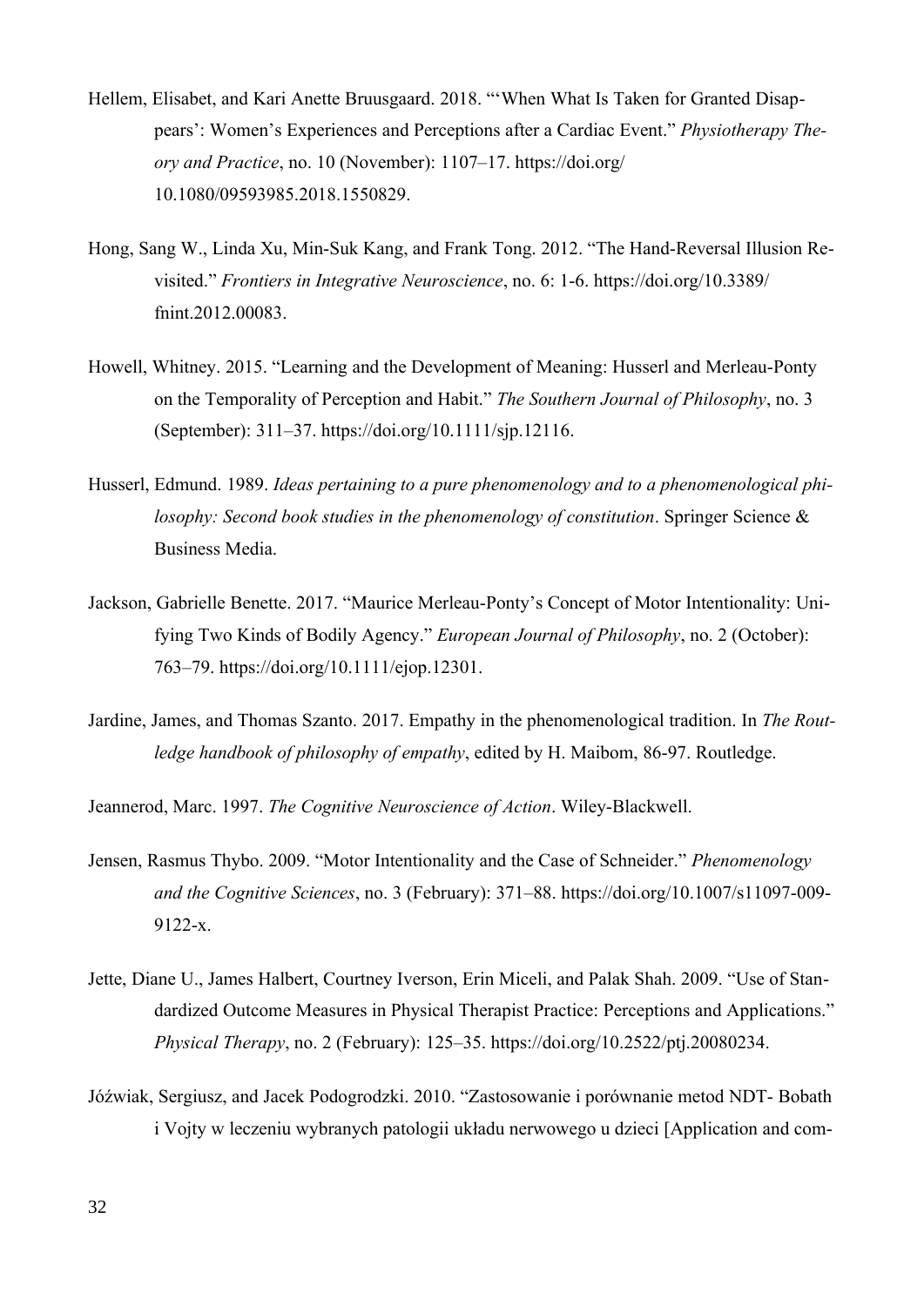Hellem, Elisabet, and Kari Anette Bruusgaard. 2018. "'When What Is Taken for Granted Disappears': Women's Experiences and Perceptions after a Cardiac Event." *Physiotherapy Theory and Practice*, no. 10 (November): 1107–17. https://doi.org/10.1080/09593985.2018.1550829.

Hong, Sang W., Linda Xu, Min-Suk Kang, and Frank Tong. 2012. "The Hand-Reversal Illusion Revisited." *Frontiers in Integrative Neuroscience*, no. 6: 1-6. https://doi.org/10.3389/fnint.2012.00083.

Howell, Whitney. 2015. "Learning and the Development of Meaning: Husserl and Merleau-Ponty on the Temporality of Perception and Habit." *The Southern Journal of Philosophy*, no. 3 (September): 311–37. https://doi.org/10.1111/sjp.12116.

Husserl, Edmund. 1989. *Ideas pertaining to a pure phenomenology and to a phenomenological philosophy: Second book studies in the phenomenology of constitution*. Springer Science & Business Media.

Jackson, Gabrielle Benette. 2017. "Maurice Merleau-Ponty's Concept of Motor Intentionality: Unifying Two Kinds of Bodily Agency." *European Journal of Philosophy*, no. 2 (October): 763–79. https://doi.org/10.1111/ejop.12301.

Jardine, James, and Thomas Szanto. 2017. Empathy in the phenomenological tradition. In *The Routledge handbook of philosophy of empathy*, edited by H. Maibom, 86-97. Routledge.

Jeannerod, Marc. 1997. *The Cognitive Neuroscience of Action*. Wiley-Blackwell.

Jensen, Rasmus Thybo. 2009. "Motor Intentionality and the Case of Schneider." *Phenomenology and the Cognitive Sciences*, no. 3 (February): 371–88. https://doi.org/10.1007/s11097-009-9122-x.

Jette, Diane U., James Halbert, Courtney Iverson, Erin Miceli, and Palak Shah. 2009. "Use of Standardized Outcome Measures in Physical Therapist Practice: Perceptions and Applications." *Physical Therapy*, no. 2 (February): 125–35. https://doi.org/10.2522/ptj.20080234.

Jóźwiak, Sergiusz, and Jacek Podogrodzki. 2010. "Zastosowanie i porównanie metod NDT- Bobath i Vojty w leczeniu wybranych patologii układu nerwowego u dzieci [Application and com-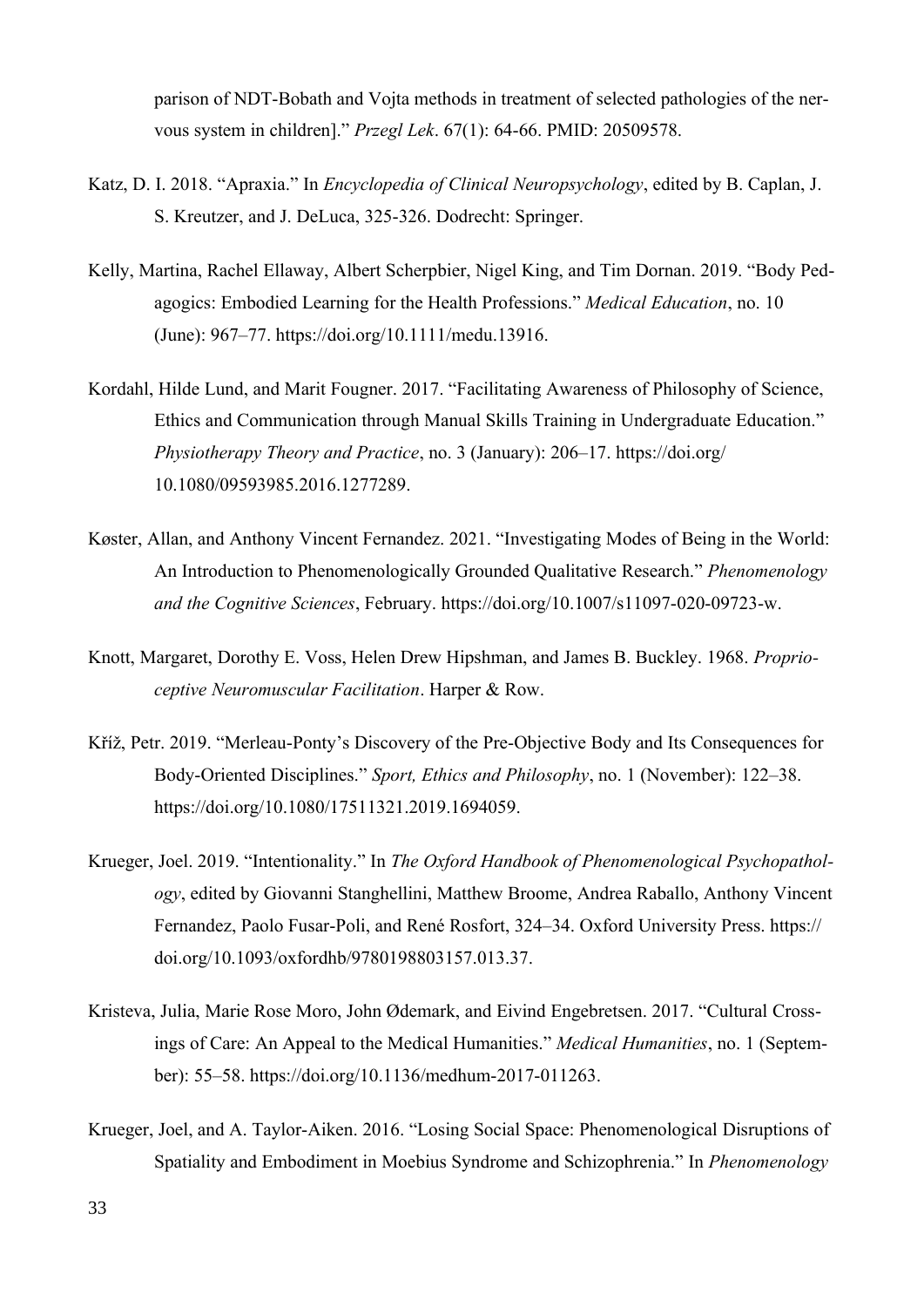parison of NDT-Bobath and Vojta methods in treatment of selected pathologies of the nervous system in children].” *Przegl Lek*. 67(1): 64-66. PMID: 20509578.

Katz, D. I. 2018. “Apraxia.” In *Encyclopedia of Clinical Neuropsychology*, edited by B. Caplan, J. S. Kreutzer, and J. DeLuca, 325-326. Dodrecht: Springer.

Kelly, Martina, Rachel Ellaway, Albert Scherpbier, Nigel King, and Tim Dornan. 2019. “Body Pedagogics: Embodied Learning for the Health Professions.” *Medical Education*, no. 10 (June): 967–77. https://doi.org/10.1111/medu.13916.

Kordahl, Hilde Lund, and Marit Fougner. 2017. “Facilitating Awareness of Philosophy of Science, Ethics and Communication through Manual Skills Training in Undergraduate Education.” *Physiotherapy Theory and Practice*, no. 3 (January): 206–17. https://doi.org/10.1080/09593985.2016.1277289.

Køster, Allan, and Anthony Vincent Fernandez. 2021. “Investigating Modes of Being in the World: An Introduction to Phenomenologically Grounded Qualitative Research.” *Phenomenology and the Cognitive Sciences*, February. https://doi.org/10.1007/s11097-020-09723-w.

Knott, Margaret, Dorothy E. Voss, Helen Drew Hipshman, and James B. Buckley. 1968. *Proprioceptive Neuromuscular Facilitation*. Harper & Row.

Kříž, Petr. 2019. “Merleau-Ponty’s Discovery of the Pre-Objective Body and Its Consequences for Body-Oriented Disciplines.” *Sport, Ethics and Philosophy*, no. 1 (November): 122–38. https://doi.org/10.1080/17511321.2019.1694059.

Krueger, Joel. 2019. “Intentionality.” In *The Oxford Handbook of Phenomenological Psychopathology*, edited by Giovanni Stanghellini, Matthew Broome, Andrea Raballo, Anthony Vincent Fernandez, Paolo Fusar-Poli, and René Rosfort, 324–34. Oxford University Press. https://doi.org/10.1093/oxfordhb/9780198803157.013.37.

Kristeva, Julia, Marie Rose Moro, John Ødemark, and Eivind Engebretsen. 2017. “Cultural Crossings of Care: An Appeal to the Medical Humanities.” *Medical Humanities*, no. 1 (September): 55–58. https://doi.org/10.1136/medhum-2017-011263.

Krueger, Joel, and A. Taylor-Aiken. 2016. “Losing Social Space: Phenomenological Disruptions of Spatiality and Embodiment in Moebius Syndrome and Schizophrenia.” In *Phenomenology*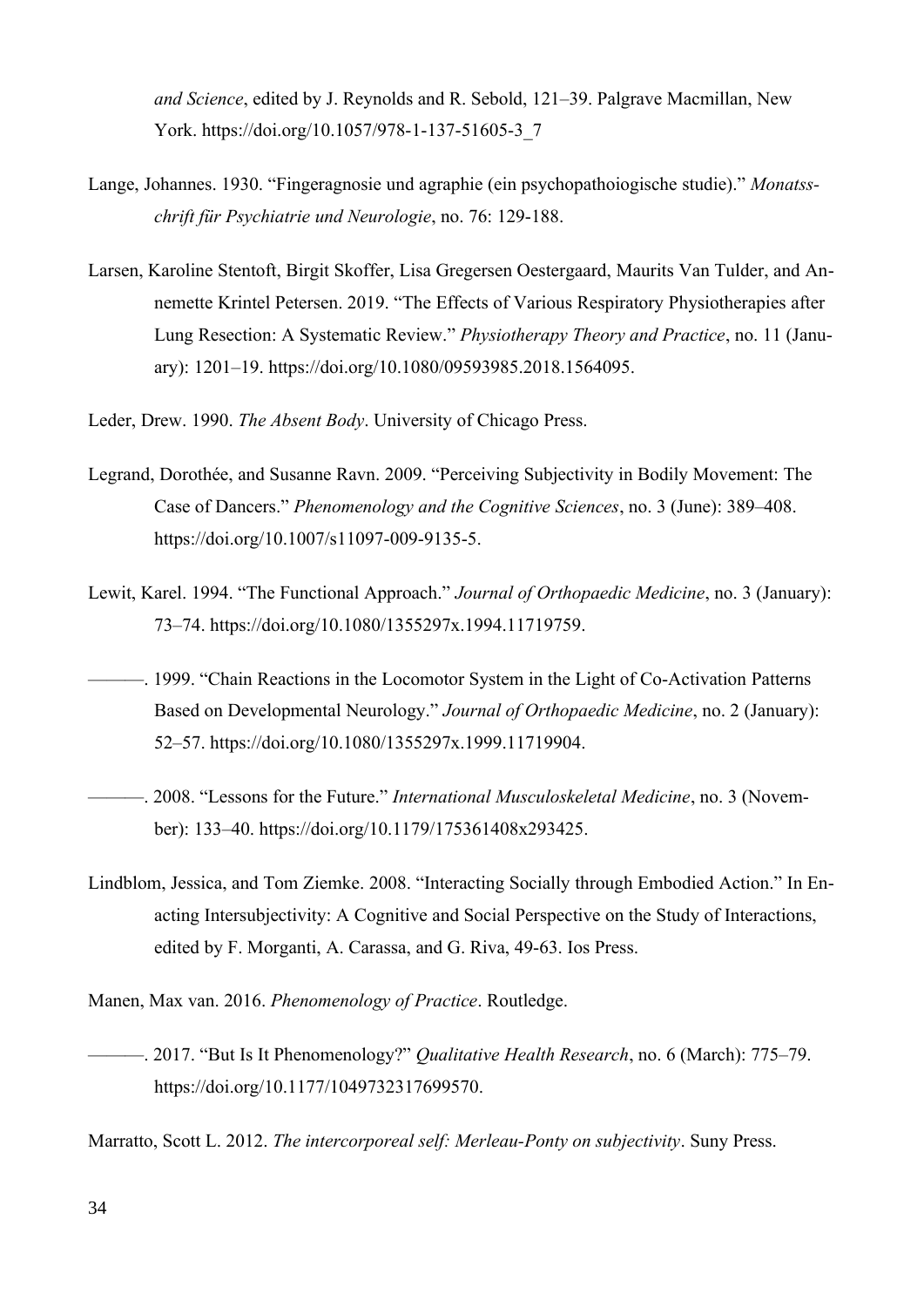*and Science*, edited by J. Reynolds and R. Sebold, 121–39. Palgrave Macmillan, New York. https://doi.org/10.1057/978-1-137-51605-3_7

Lange, Johannes. 1930. "Fingeragnosie und agraphie (ein psychopathoiogische studie)." *Monatsschrift für Psychiatrie und Neurologie*, no. 76: 129-188.

Larsen, Karoline Stentoft, Birgit Skoffer, Lisa Gregersen Oestergaard, Maurits Van Tulder, and Annemette Krintel Petersen. 2019. "The Effects of Various Respiratory Physiotherapies after Lung Resection: A Systematic Review." *Physiotherapy Theory and Practice*, no. 11 (January): 1201–19. https://doi.org/10.1080/09593985.2018.1564095.

Leder, Drew. 1990. *The Absent Body*. University of Chicago Press.

Legrand, Dorothée, and Susanne Ravn. 2009. "Perceiving Subjectivity in Bodily Movement: The Case of Dancers." *Phenomenology and the Cognitive Sciences*, no. 3 (June): 389–408. https://doi.org/10.1007/s11097-009-9135-5.

Lewit, Karel. 1994. "The Functional Approach." *Journal of Orthopaedic Medicine*, no. 3 (January): 73–74. https://doi.org/10.1080/1355297x.1994.11719759.

———. 1999. "Chain Reactions in the Locomotor System in the Light of Co-Activation Patterns Based on Developmental Neurology." *Journal of Orthopaedic Medicine*, no. 2 (January): 52–57. https://doi.org/10.1080/1355297x.1999.11719904.

———. 2008. "Lessons for the Future." *International Musculoskeletal Medicine*, no. 3 (November): 133–40. https://doi.org/10.1179/175361408x293425.

Lindblom, Jessica, and Tom Ziemke. 2008. "Interacting Socially through Embodied Action." In Enacting Intersubjectivity: A Cognitive and Social Perspective on the Study of Interactions, edited by F. Morganti, A. Carassa, and G. Riva, 49-63. Ios Press.

Manen, Max van. 2016. *Phenomenology of Practice*. Routledge.

———. 2017. "But Is It Phenomenology?" *Qualitative Health Research*, no. 6 (March): 775–79. https://doi.org/10.1177/1049732317699570.

Marratto, Scott L. 2012. *The intercorporeal self: Merleau-Ponty on subjectivity*. Suny Press.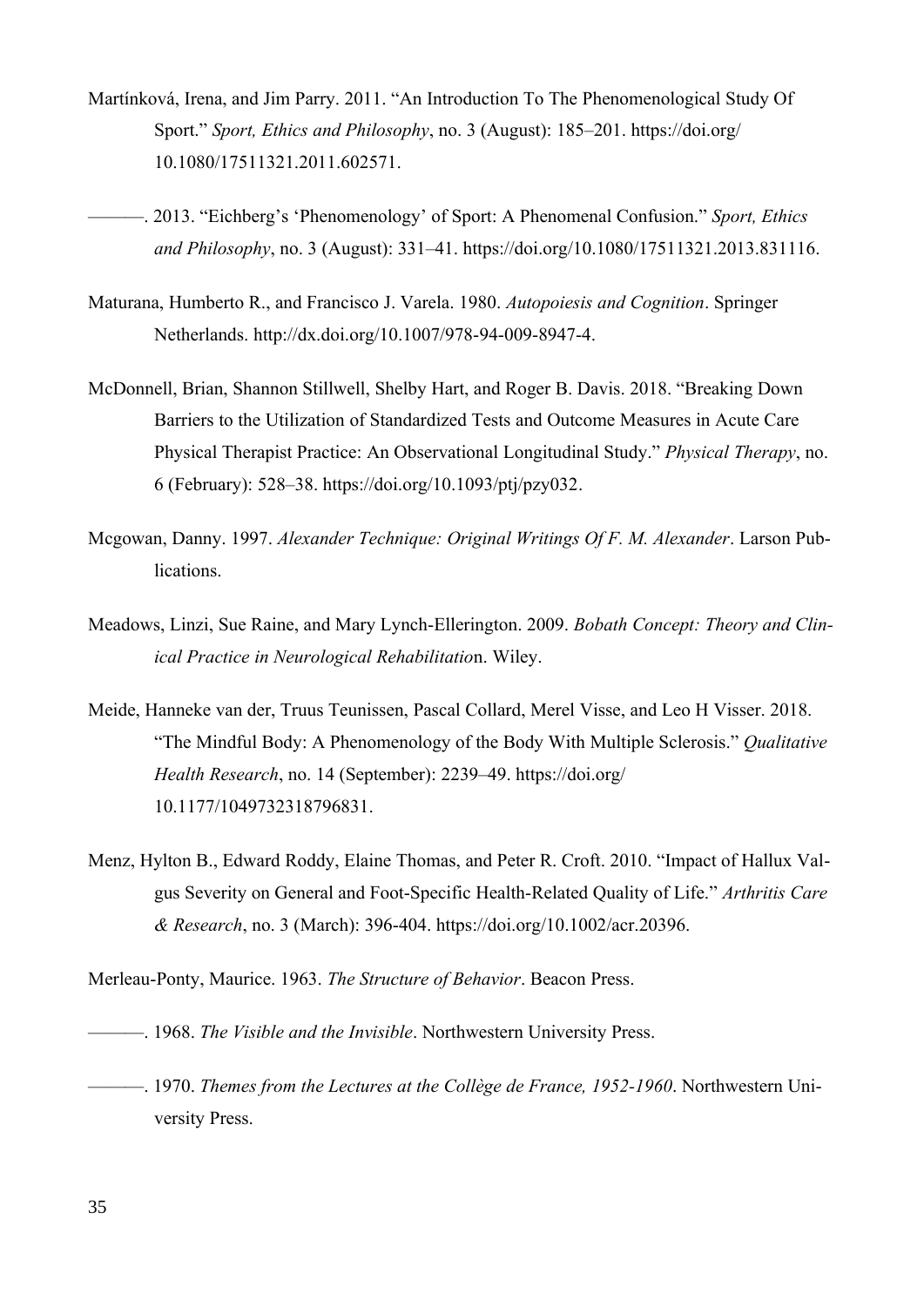Martínková, Irena, and Jim Parry. 2011. "An Introduction To The Phenomenological Study Of Sport." *Sport, Ethics and Philosophy*, no. 3 (August): 185–201. https://doi.org/10.1080/17511321.2011.602571.

———. 2013. "Eichberg's 'Phenomenology' of Sport: A Phenomenal Confusion." *Sport, Ethics and Philosophy*, no. 3 (August): 331–41. https://doi.org/10.1080/17511321.2013.831116.

Maturana, Humberto R., and Francisco J. Varela. 1980. *Autopoiesis and Cognition*. Springer Netherlands. http://dx.doi.org/10.1007/978-94-009-8947-4.

McDonnell, Brian, Shannon Stillwell, Shelby Hart, and Roger B. Davis. 2018. "Breaking Down Barriers to the Utilization of Standardized Tests and Outcome Measures in Acute Care Physical Therapist Practice: An Observational Longitudinal Study." *Physical Therapy*, no. 6 (February): 528–38. https://doi.org/10.1093/ptj/pzy032.

Mcgowan, Danny. 1997. *Alexander Technique: Original Writings Of F. M. Alexander*. Larson Publications.

Meadows, Linzi, Sue Raine, and Mary Lynch-Ellerington. 2009. *Bobath Concept: Theory and Clinical Practice in Neurological Rehabilitatio*n. Wiley.

Meide, Hanneke van der, Truus Teunissen, Pascal Collard, Merel Visse, and Leo H Visser. 2018. "The Mindful Body: A Phenomenology of the Body With Multiple Sclerosis." *Qualitative Health Research*, no. 14 (September): 2239–49. https://doi.org/10.1177/1049732318796831.

Menz, Hylton B., Edward Roddy, Elaine Thomas, and Peter R. Croft. 2010. "Impact of Hallux Valgus Severity on General and Foot-Specific Health-Related Quality of Life." *Arthritis Care & Research*, no. 3 (March): 396-404. https://doi.org/10.1002/acr.20396.

Merleau-Ponty, Maurice. 1963. *The Structure of Behavior*. Beacon Press.

———. 1968. *The Visible and the Invisible*. Northwestern University Press.

———. 1970. *Themes from the Lectures at the Collège de France, 1952-1960*. Northwestern University Press.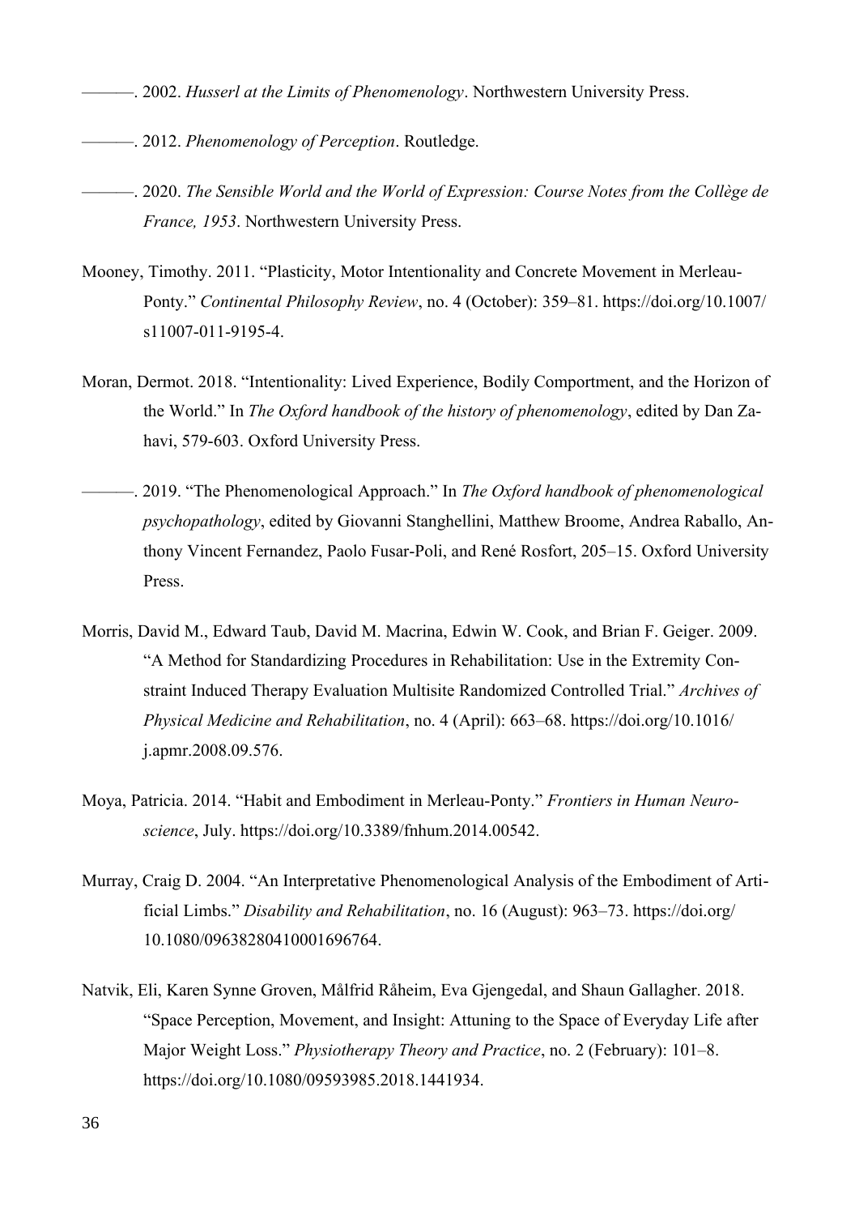———. 2002. *Husserl at the Limits of Phenomenology*. Northwestern University Press.

———. 2012. *Phenomenology of Perception*. Routledge.

———. 2020. *The Sensible World and the World of Expression: Course Notes from the Collège de France, 1953*. Northwestern University Press.

Mooney, Timothy. 2011. "Plasticity, Motor Intentionality and Concrete Movement in Merleau-Ponty." *Continental Philosophy Review*, no. 4 (October): 359–81. https://doi.org/10.1007/s11007-011-9195-4.

Moran, Dermot. 2018. "Intentionality: Lived Experience, Bodily Comportment, and the Horizon of the World." In *The Oxford handbook of the history of phenomenology*, edited by Dan Zahavi, 579-603. Oxford University Press.

———. 2019. "The Phenomenological Approach." In *The Oxford handbook of phenomenological psychopathology*, edited by Giovanni Stanghellini, Matthew Broome, Andrea Raballo, Anthony Vincent Fernandez, Paolo Fusar-Poli, and René Rosfort, 205–15. Oxford University Press.

Morris, David M., Edward Taub, David M. Macrina, Edwin W. Cook, and Brian F. Geiger. 2009. "A Method for Standardizing Procedures in Rehabilitation: Use in the Extremity Constraint Induced Therapy Evaluation Multisite Randomized Controlled Trial." *Archives of Physical Medicine and Rehabilitation*, no. 4 (April): 663–68. https://doi.org/10.1016/j.apmr.2008.09.576.

Moya, Patricia. 2014. "Habit and Embodiment in Merleau-Ponty." *Frontiers in Human Neuroscience*, July. https://doi.org/10.3389/fnhum.2014.00542.

Murray, Craig D. 2004. "An Interpretative Phenomenological Analysis of the Embodiment of Artificial Limbs." *Disability and Rehabilitation*, no. 16 (August): 963–73. https://doi.org/10.1080/09638280410001696764.

Natvik, Eli, Karen Synne Groven, Målfrid Råheim, Eva Gjengedal, and Shaun Gallagher. 2018. "Space Perception, Movement, and Insight: Attuning to the Space of Everyday Life after Major Weight Loss." *Physiotherapy Theory and Practice*, no. 2 (February): 101–8. https://doi.org/10.1080/09593985.2018.1441934.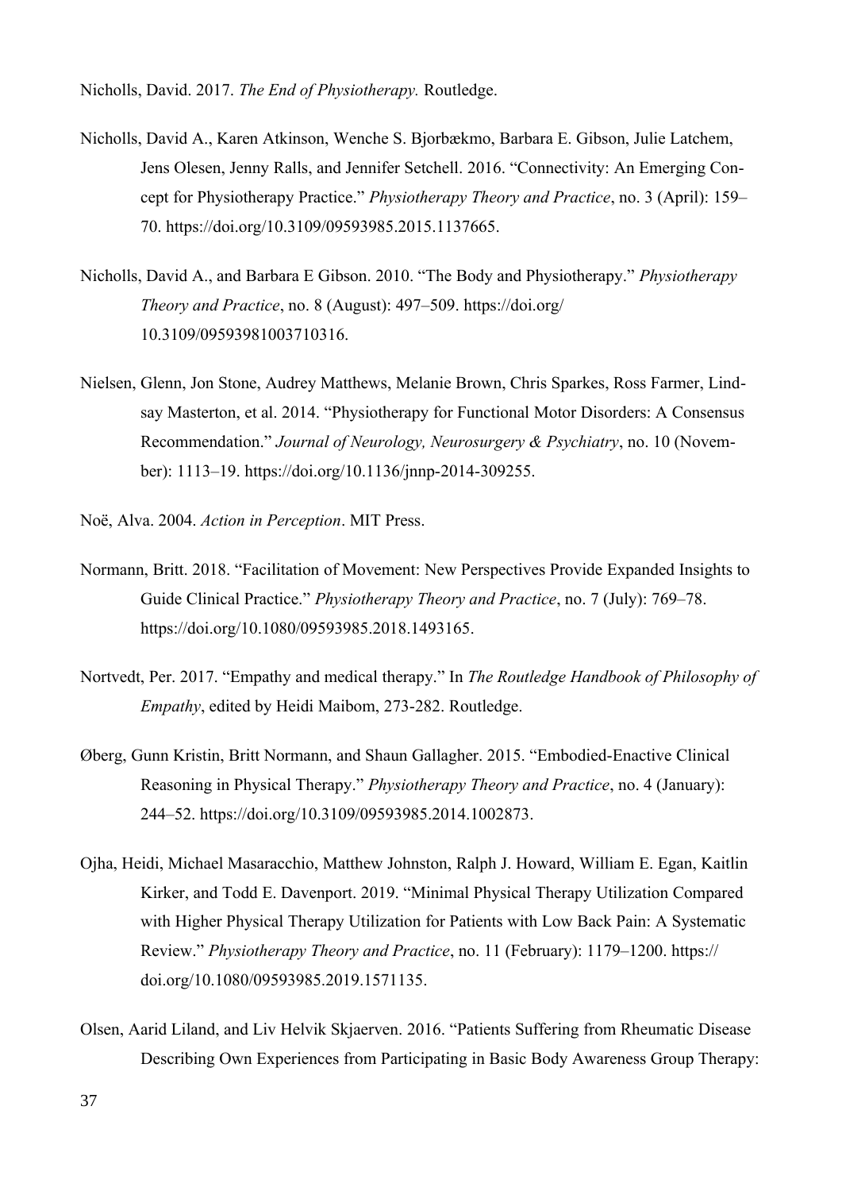Nicholls, David. 2017. *The End of Physiotherapy.* Routledge.

Nicholls, David A., Karen Atkinson, Wenche S. Bjorbækmo, Barbara E. Gibson, Julie Latchem, Jens Olesen, Jenny Ralls, and Jennifer Setchell. 2016. "Connectivity: An Emerging Concept for Physiotherapy Practice." *Physiotherapy Theory and Practice*, no. 3 (April): 159–70. https://doi.org/10.3109/09593985.2015.1137665.

Nicholls, David A., and Barbara E Gibson. 2010. "The Body and Physiotherapy." *Physiotherapy Theory and Practice*, no. 8 (August): 497–509. https://doi.org/10.3109/09593981003710316.

Nielsen, Glenn, Jon Stone, Audrey Matthews, Melanie Brown, Chris Sparkes, Ross Farmer, Lindsay Masterton, et al. 2014. "Physiotherapy for Functional Motor Disorders: A Consensus Recommendation." *Journal of Neurology, Neurosurgery & Psychiatry*, no. 10 (November): 1113–19. https://doi.org/10.1136/jnnp-2014-309255.

Noë, Alva. 2004. *Action in Perception*. MIT Press.

Normann, Britt. 2018. "Facilitation of Movement: New Perspectives Provide Expanded Insights to Guide Clinical Practice." *Physiotherapy Theory and Practice*, no. 7 (July): 769–78. https://doi.org/10.1080/09593985.2018.1493165.

Nortvedt, Per. 2017. "Empathy and medical therapy." In *The Routledge Handbook of Philosophy of Empathy*, edited by Heidi Maibom, 273-282. Routledge.

Øberg, Gunn Kristin, Britt Normann, and Shaun Gallagher. 2015. "Embodied-Enactive Clinical Reasoning in Physical Therapy." *Physiotherapy Theory and Practice*, no. 4 (January): 244–52. https://doi.org/10.3109/09593985.2014.1002873.

Ojha, Heidi, Michael Masaracchio, Matthew Johnston, Ralph J. Howard, William E. Egan, Kaitlin Kirker, and Todd E. Davenport. 2019. "Minimal Physical Therapy Utilization Compared with Higher Physical Therapy Utilization for Patients with Low Back Pain: A Systematic Review." *Physiotherapy Theory and Practice*, no. 11 (February): 1179–1200. https://doi.org/10.1080/09593985.2019.1571135.

Olsen, Aarid Liland, and Liv Helvik Skjaerven. 2016. "Patients Suffering from Rheumatic Disease Describing Own Experiences from Participating in Basic Body Awareness Group Therapy: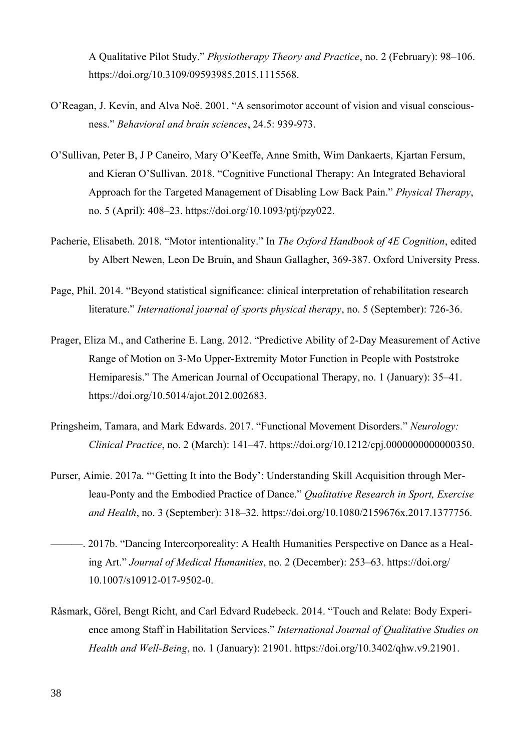A Qualitative Pilot Study." *Physiotherapy Theory and Practice*, no. 2 (February): 98–106. https://doi.org/10.3109/09593985.2015.1115568.

O'Reagan, J. Kevin, and Alva Noë. 2001. "A sensorimotor account of vision and visual consciousness." *Behavioral and brain sciences*, 24.5: 939-973.

O'Sullivan, Peter B, J P Caneiro, Mary O'Keeffe, Anne Smith, Wim Dankaerts, Kjartan Fersum, and Kieran O'Sullivan. 2018. "Cognitive Functional Therapy: An Integrated Behavioral Approach for the Targeted Management of Disabling Low Back Pain." *Physical Therapy*, no. 5 (April): 408–23. https://doi.org/10.1093/ptj/pzy022.

Pacherie, Elisabeth. 2018. "Motor intentionality." In *The Oxford Handbook of 4E Cognition*, edited by Albert Newen, Leon De Bruin, and Shaun Gallagher, 369-387. Oxford University Press.

Page, Phil. 2014. "Beyond statistical significance: clinical interpretation of rehabilitation research literature." *International journal of sports physical therapy*, no. 5 (September): 726-36.

Prager, Eliza M., and Catherine E. Lang. 2012. "Predictive Ability of 2-Day Measurement of Active Range of Motion on 3-Mo Upper-Extremity Motor Function in People with Poststroke Hemiparesis." The American Journal of Occupational Therapy, no. 1 (January): 35–41. https://doi.org/10.5014/ajot.2012.002683.

Pringsheim, Tamara, and Mark Edwards. 2017. "Functional Movement Disorders." *Neurology: Clinical Practice*, no. 2 (March): 141–47. https://doi.org/10.1212/cpj.0000000000000350.

Purser, Aimie. 2017a. "'Getting It into the Body': Understanding Skill Acquisition through Merleau-Ponty and the Embodied Practice of Dance." *Qualitative Research in Sport, Exercise and Health*, no. 3 (September): 318–32. https://doi.org/10.1080/2159676x.2017.1377756.

———. 2017b. "Dancing Intercorporeality: A Health Humanities Perspective on Dance as a Healing Art." *Journal of Medical Humanities*, no. 2 (December): 253–63. https://doi.org/10.1007/s10912-017-9502-0.

Råsmark, Görel, Bengt Richt, and Carl Edvard Rudebeck. 2014. "Touch and Relate: Body Experience among Staff in Habilitation Services." *International Journal of Qualitative Studies on Health and Well-Being*, no. 1 (January): 21901. https://doi.org/10.3402/qhw.v9.21901.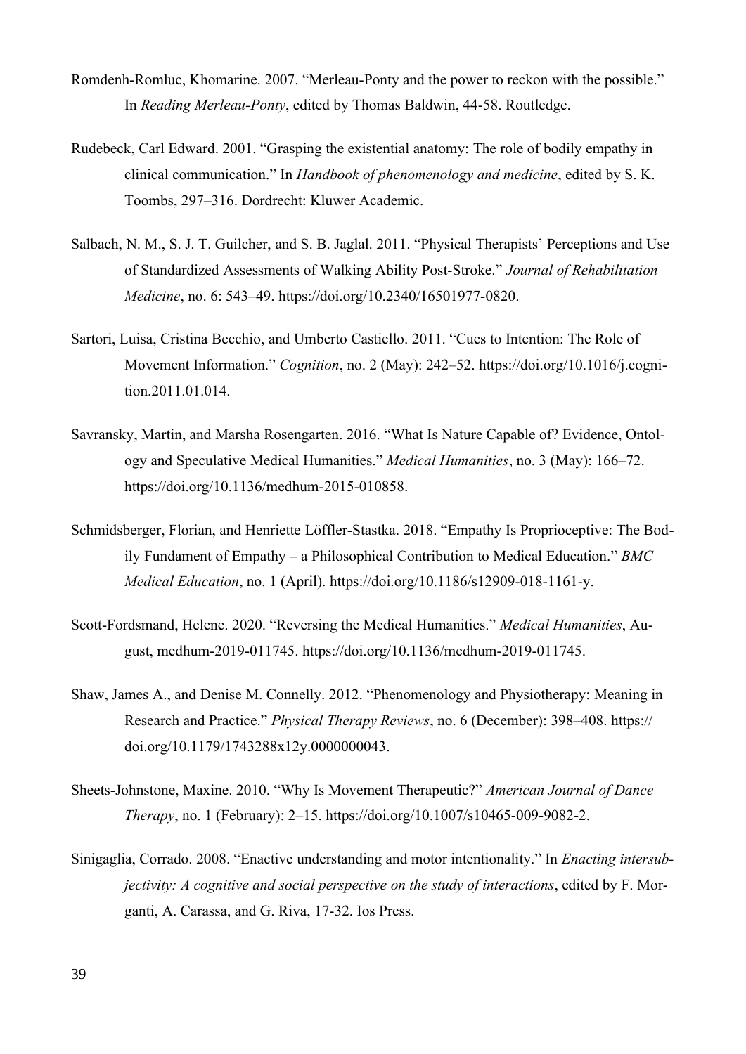Romdenh-Romluc, Khomarine. 2007. "Merleau-Ponty and the power to reckon with the possible." In *Reading Merleau-Ponty*, edited by Thomas Baldwin, 44-58. Routledge.

Rudebeck, Carl Edward. 2001. "Grasping the existential anatomy: The role of bodily empathy in clinical communication." In *Handbook of phenomenology and medicine*, edited by S. K. Toombs, 297–316. Dordrecht: Kluwer Academic.

Salbach, N. M., S. J. T. Guilcher, and S. B. Jaglal. 2011. "Physical Therapists' Perceptions and Use of Standardized Assessments of Walking Ability Post-Stroke." *Journal of Rehabilitation Medicine*, no. 6: 543–49. https://doi.org/10.2340/16501977-0820.

Sartori, Luisa, Cristina Becchio, and Umberto Castiello. 2011. "Cues to Intention: The Role of Movement Information." *Cognition*, no. 2 (May): 242–52. https://doi.org/10.1016/j.cognition.2011.01.014.

Savransky, Martin, and Marsha Rosengarten. 2016. "What Is Nature Capable of? Evidence, Ontology and Speculative Medical Humanities." *Medical Humanities*, no. 3 (May): 166–72. https://doi.org/10.1136/medhum-2015-010858.

Schmidsberger, Florian, and Henriette Löffler-Stastka. 2018. "Empathy Is Proprioceptive: The Bodily Fundament of Empathy – a Philosophical Contribution to Medical Education." *BMC Medical Education*, no. 1 (April). https://doi.org/10.1186/s12909-018-1161-y.

Scott-Fordsmand, Helene. 2020. "Reversing the Medical Humanities." *Medical Humanities*, August, medhum-2019-011745. https://doi.org/10.1136/medhum-2019-011745.

Shaw, James A., and Denise M. Connelly. 2012. "Phenomenology and Physiotherapy: Meaning in Research and Practice." *Physical Therapy Reviews*, no. 6 (December): 398–408. https://doi.org/10.1179/1743288x12y.0000000043.

Sheets-Johnstone, Maxine. 2010. "Why Is Movement Therapeutic?" *American Journal of Dance Therapy*, no. 1 (February): 2–15. https://doi.org/10.1007/s10465-009-9082-2.

Sinigaglia, Corrado. 2008. "Enactive understanding and motor intentionality." In *Enacting intersubjectivity: A cognitive and social perspective on the study of interactions*, edited by F. Morganti, A. Carassa, and G. Riva, 17-32. Ios Press.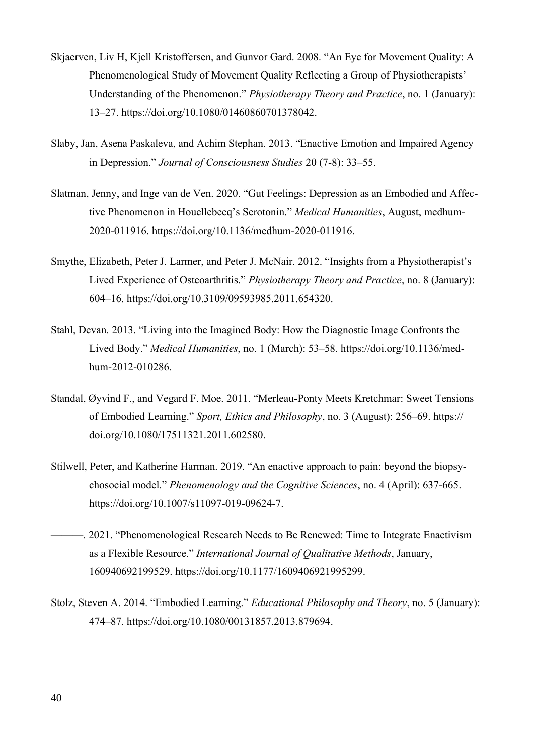Skjaerven, Liv H, Kjell Kristoffersen, and Gunvor Gard. 2008. "An Eye for Movement Quality: A Phenomenological Study of Movement Quality Reflecting a Group of Physiotherapists' Understanding of the Phenomenon." *Physiotherapy Theory and Practice*, no. 1 (January): 13–27. https://doi.org/10.1080/01460860701378042.

Slaby, Jan, Asena Paskaleva, and Achim Stephan. 2013. "Enactive Emotion and Impaired Agency in Depression." *Journal of Consciousness Studies* 20 (7-8): 33–55.

Slatman, Jenny, and Inge van de Ven. 2020. "Gut Feelings: Depression as an Embodied and Affective Phenomenon in Houellebecq's Serotonin." *Medical Humanities*, August, medhum-2020-011916. https://doi.org/10.1136/medhum-2020-011916.

Smythe, Elizabeth, Peter J. Larmer, and Peter J. McNair. 2012. "Insights from a Physiotherapist's Lived Experience of Osteoarthritis." *Physiotherapy Theory and Practice*, no. 8 (January): 604–16. https://doi.org/10.3109/09593985.2011.654320.

Stahl, Devan. 2013. "Living into the Imagined Body: How the Diagnostic Image Confronts the Lived Body." *Medical Humanities*, no. 1 (March): 53–58. https://doi.org/10.1136/medhum-2012-010286.

Standal, Øyvind F., and Vegard F. Moe. 2011. "Merleau-Ponty Meets Kretchmar: Sweet Tensions of Embodied Learning." *Sport, Ethics and Philosophy*, no. 3 (August): 256–69. https://doi.org/10.1080/17511321.2011.602580.

Stilwell, Peter, and Katherine Harman. 2019. "An enactive approach to pain: beyond the biopsychosocial model." *Phenomenology and the Cognitive Sciences*, no. 4 (April): 637-665. https://doi.org/10.1007/s11097-019-09624-7.

———. 2021. "Phenomenological Research Needs to Be Renewed: Time to Integrate Enactivism as a Flexible Resource." *International Journal of Qualitative Methods*, January, 160940692199529. https://doi.org/10.1177/1609406921995299.

Stolz, Steven A. 2014. "Embodied Learning." *Educational Philosophy and Theory*, no. 5 (January): 474–87. https://doi.org/10.1080/00131857.2013.879694.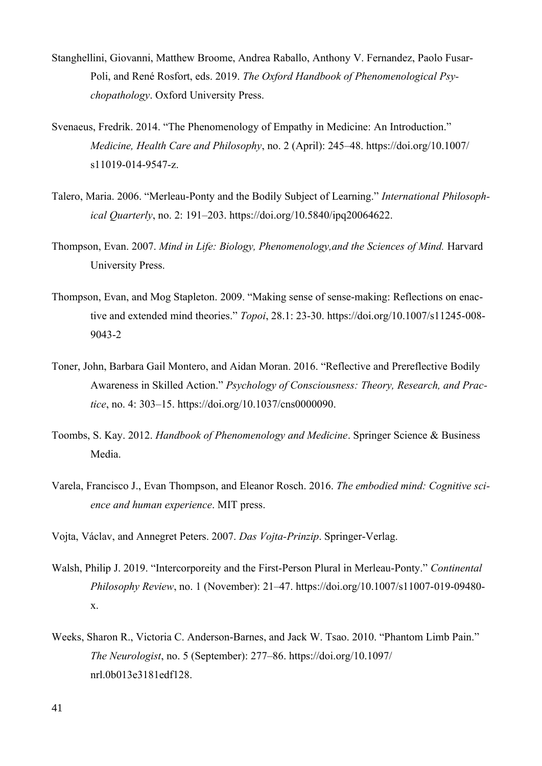Stanghellini, Giovanni, Matthew Broome, Andrea Raballo, Anthony V. Fernandez, Paolo Fusar-Poli, and René Rosfort, eds. 2019. *The Oxford Handbook of Phenomenological Psychopathology*. Oxford University Press.

Svenaeus, Fredrik. 2014. "The Phenomenology of Empathy in Medicine: An Introduction." *Medicine, Health Care and Philosophy*, no. 2 (April): 245–48. https://doi.org/10.1007/s11019-014-9547-z.

Talero, Maria. 2006. "Merleau-Ponty and the Bodily Subject of Learning." *International Philosophical Quarterly*, no. 2: 191–203. https://doi.org/10.5840/ipq20064622.

Thompson, Evan. 2007. *Mind in Life: Biology, Phenomenology,and the Sciences of Mind.* Harvard University Press.

Thompson, Evan, and Mog Stapleton. 2009. "Making sense of sense-making: Reflections on enactive and extended mind theories." *Topoi*, 28.1: 23-30. https://doi.org/10.1007/s11245-008-9043-2

Toner, John, Barbara Gail Montero, and Aidan Moran. 2016. "Reflective and Prereflective Bodily Awareness in Skilled Action." *Psychology of Consciousness: Theory, Research, and Practice*, no. 4: 303–15. https://doi.org/10.1037/cns0000090.

Toombs, S. Kay. 2012. *Handbook of Phenomenology and Medicine*. Springer Science & Business Media.

Varela, Francisco J., Evan Thompson, and Eleanor Rosch. 2016. *The embodied mind: Cognitive science and human experience*. MIT press.

Vojta, Václav, and Annegret Peters. 2007. *Das Vojta-Prinzip*. Springer-Verlag.

Walsh, Philip J. 2019. "Intercorporeity and the First-Person Plural in Merleau-Ponty." *Continental Philosophy Review*, no. 1 (November): 21–47. https://doi.org/10.1007/s11007-019-09480-x.

Weeks, Sharon R., Victoria C. Anderson-Barnes, and Jack W. Tsao. 2010. "Phantom Limb Pain." *The Neurologist*, no. 5 (September): 277–86. https://doi.org/10.1097/nrl.0b013e3181edf128.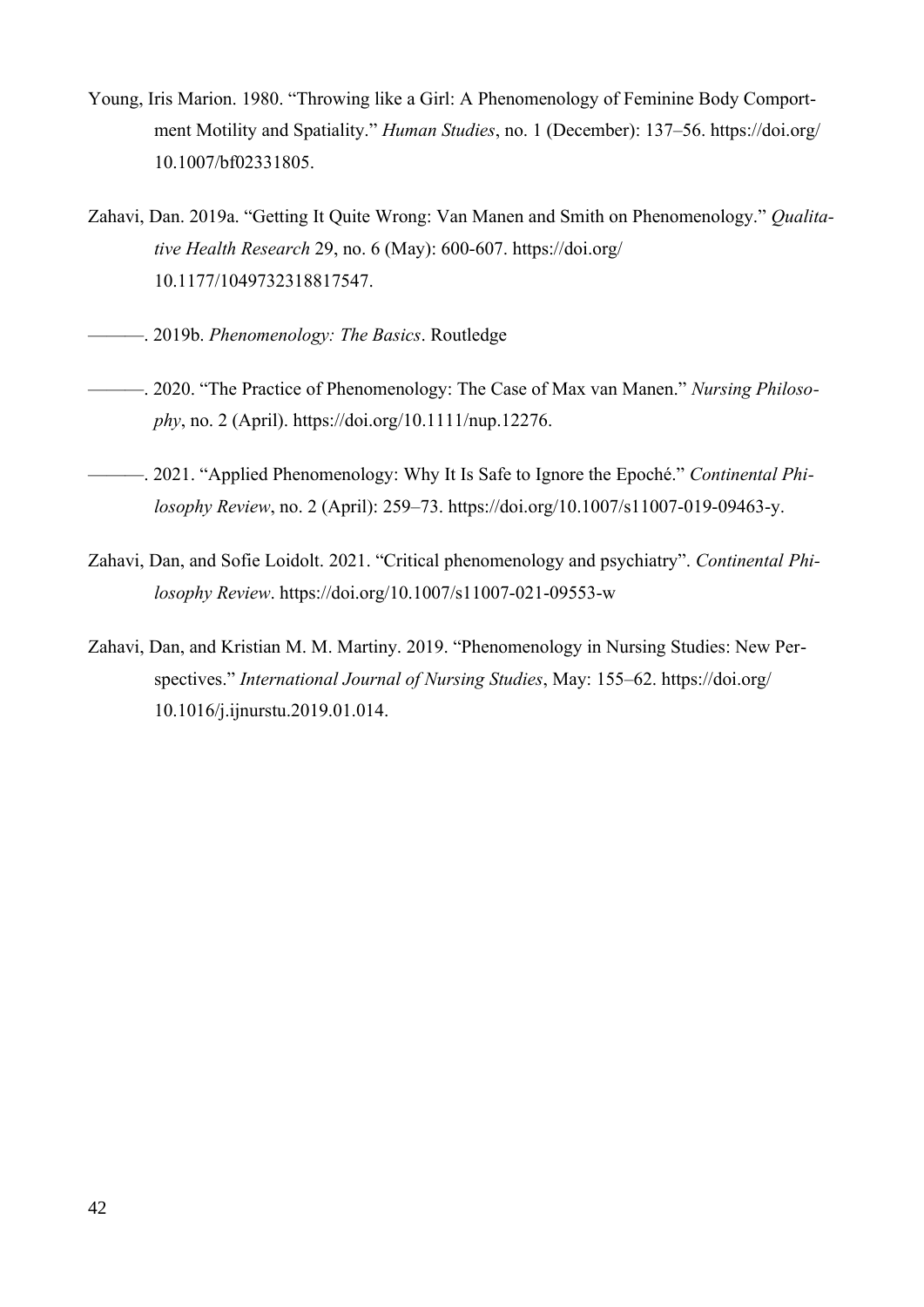Young, Iris Marion. 1980. "Throwing like a Girl: A Phenomenology of Feminine Body Comportment Motility and Spatiality." *Human Studies*, no. 1 (December): 137–56. https://doi.org/10.1007/bf02331805.

Zahavi, Dan. 2019a. "Getting It Quite Wrong: Van Manen and Smith on Phenomenology." *Qualitative Health Research* 29, no. 6 (May): 600-607. https://doi.org/10.1177/1049732318817547.

———. 2019b. *Phenomenology: The Basics*. Routledge

———. 2020. "The Practice of Phenomenology: The Case of Max van Manen." *Nursing Philosophy*, no. 2 (April). https://doi.org/10.1111/nup.12276.

———. 2021. "Applied Phenomenology: Why It Is Safe to Ignore the Epoché." *Continental Philosophy Review*, no. 2 (April): 259–73. https://doi.org/10.1007/s11007-019-09463-y.

Zahavi, Dan, and Sofie Loidolt. 2021. "Critical phenomenology and psychiatry". *Continental Philosophy Review*. https://doi.org/10.1007/s11007-021-09553-w

Zahavi, Dan, and Kristian M. M. Martiny. 2019. "Phenomenology in Nursing Studies: New Perspectives." *International Journal of Nursing Studies*, May: 155–62. https://doi.org/10.1016/j.ijnurstu.2019.01.014.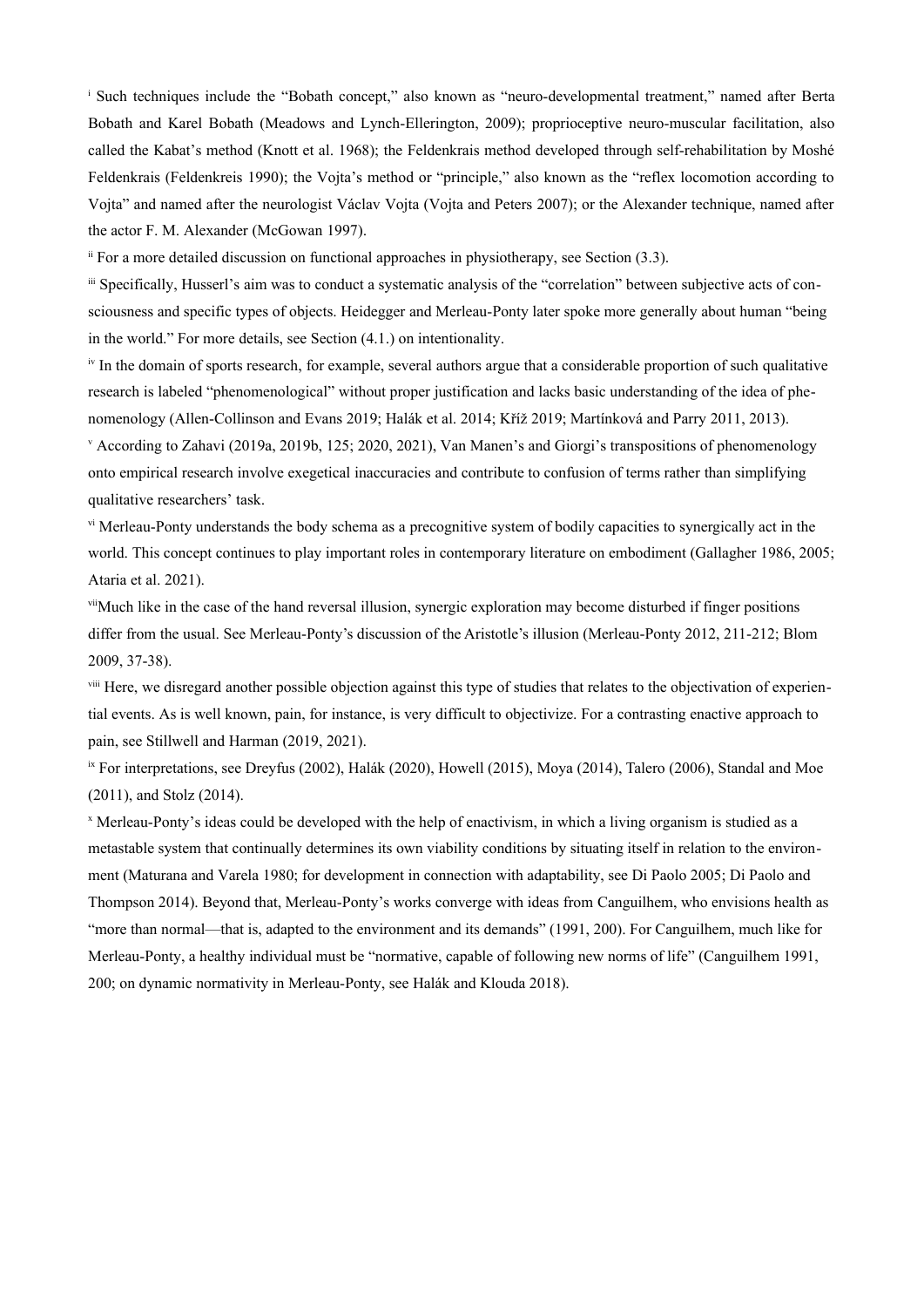[i] Such techniques include the "Bobath concept," also known as "neuro-developmental treatment," named after Berta Bobath and Karel Bobath (Meadows and Lynch-Ellerington, 2009); proprioceptive neuro-muscular facilitation, also called the Kabat's method (Knott et al. 1968); the Feldenkrais method developed through self-rehabilitation by Moshé Feldenkrais (Feldenkreis 1990); the Vojta's method or "principle," also known as the "reflex locomotion according to Vojta" and named after the neurologist Václav Vojta (Vojta and Peters 2007); or the Alexander technique, named after the actor F. M. Alexander (McGowan 1997).

[ii] For a more detailed discussion on functional approaches in physiotherapy, see Section (3.3).

[iii] Specifically, Husserl's aim was to conduct a systematic analysis of the "correlation" between subjective acts of consciousness and specific types of objects. Heidegger and Merleau-Ponty later spoke more generally about human "being in the world." For more details, see Section (4.1.) on intentionality.

[iv] In the domain of sports research, for example, several authors argue that a considerable proportion of such qualitative research is labeled "phenomenological" without proper justification and lacks basic understanding of the idea of phenomenology (Allen-Collinson and Evans 2019; Halák et al. 2014; Kříž 2019; Martínková and Parry 2011, 2013).

[v] According to Zahavi (2019a, 2019b, 125; 2020, 2021), Van Manen's and Giorgi's transpositions of phenomenology onto empirical research involve exegetical inaccuracies and contribute to confusion of terms rather than simplifying qualitative researchers' task.

[vi] Merleau-Ponty understands the body schema as a precognitive system of bodily capacities to synergically act in the world. This concept continues to play important roles in contemporary literature on embodiment (Gallagher 1986, 2005; Ataria et al. 2021).

[vii] Much like in the case of the hand reversal illusion, synergic exploration may become disturbed if finger positions differ from the usual. See Merleau-Ponty's discussion of the Aristotle's illusion (Merleau-Ponty 2012, 211-212; Blom 2009, 37-38).

[viii] Here, we disregard another possible objection against this type of studies that relates to the objectivation of experiential events. As is well known, pain, for instance, is very difficult to objectivize. For a contrasting enactive approach to pain, see Stillwell and Harman (2019, 2021).

[ix] For interpretations, see Dreyfus (2002), Halák (2020), Howell (2015), Moya (2014), Talero (2006), Standal and Moe (2011), and Stolz (2014).

[x] Merleau-Ponty's ideas could be developed with the help of enactivism, in which a living organism is studied as a metastable system that continually determines its own viability conditions by situating itself in relation to the environment (Maturana and Varela 1980; for development in connection with adaptability, see Di Paolo 2005; Di Paolo and Thompson 2014). Beyond that, Merleau-Ponty's works converge with ideas from Canguilhem, who envisions health as "more than normal—that is, adapted to the environment and its demands" (1991, 200). For Canguilhem, much like for Merleau-Ponty, a healthy individual must be "normative, capable of following new norms of life" (Canguilhem 1991, 200; on dynamic normativity in Merleau-Ponty, see Halák and Klouda 2018).